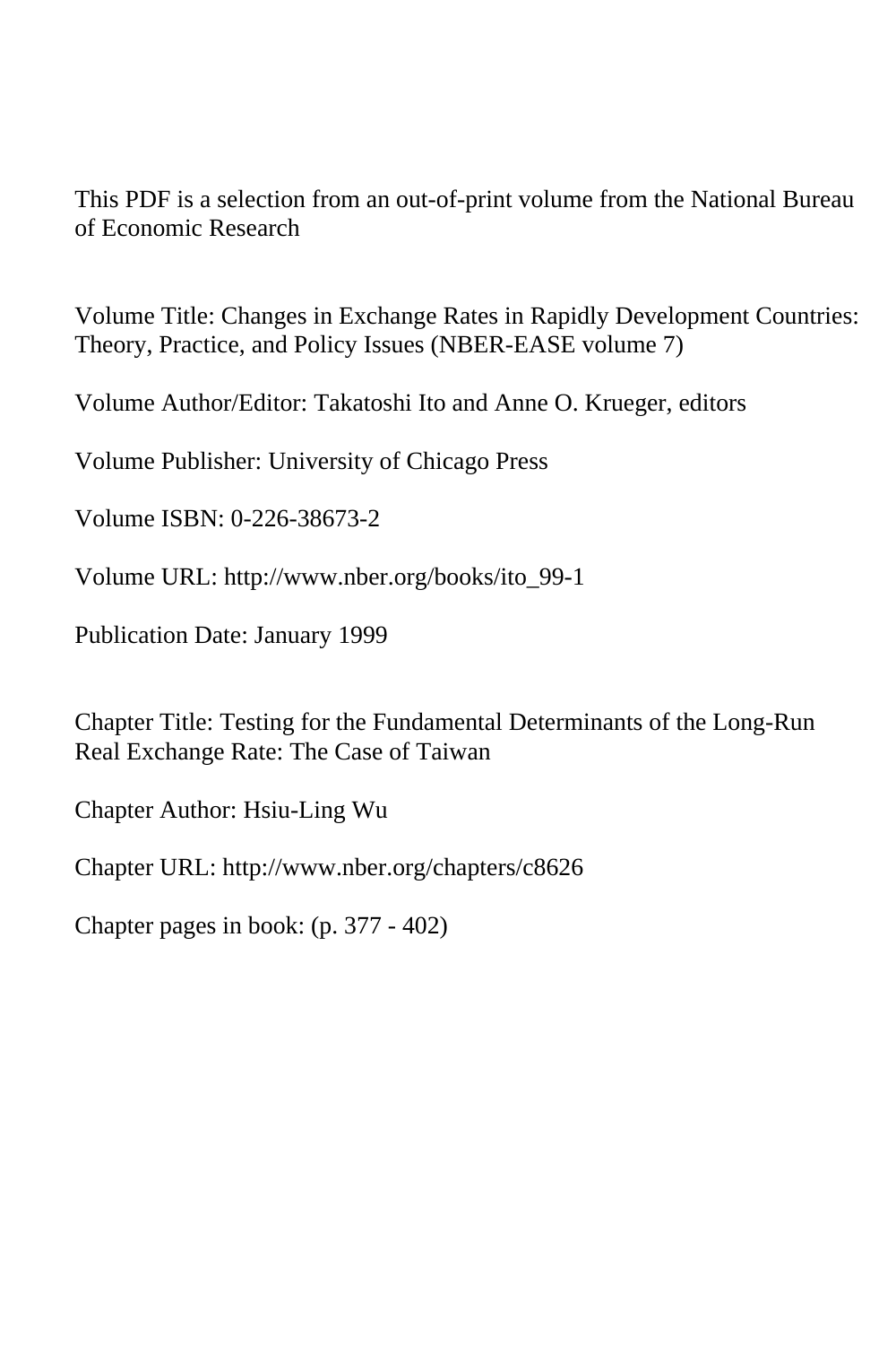This PDF is a selection from an out-of-print volume from the National Bureau of Economic Research

Volume Title: Changes in Exchange Rates in Rapidly Development Countries: Theory, Practice, and Policy Issues (NBER-EASE volume 7)

Volume Author/Editor: Takatoshi Ito and Anne O. Krueger, editors

Volume Publisher: University of Chicago Press

Volume ISBN: 0-226-38673-2

Volume URL: http://www.nber.org/books/ito_99-1

Publication Date: January 1999

Chapter Title: Testing for the Fundamental Determinants of the Long-Run Real Exchange Rate: The Case of Taiwan

Chapter Author: Hsiu-Ling Wu

Chapter URL: http://www.nber.org/chapters/c8626

Chapter pages in book: (p. 377 - 402)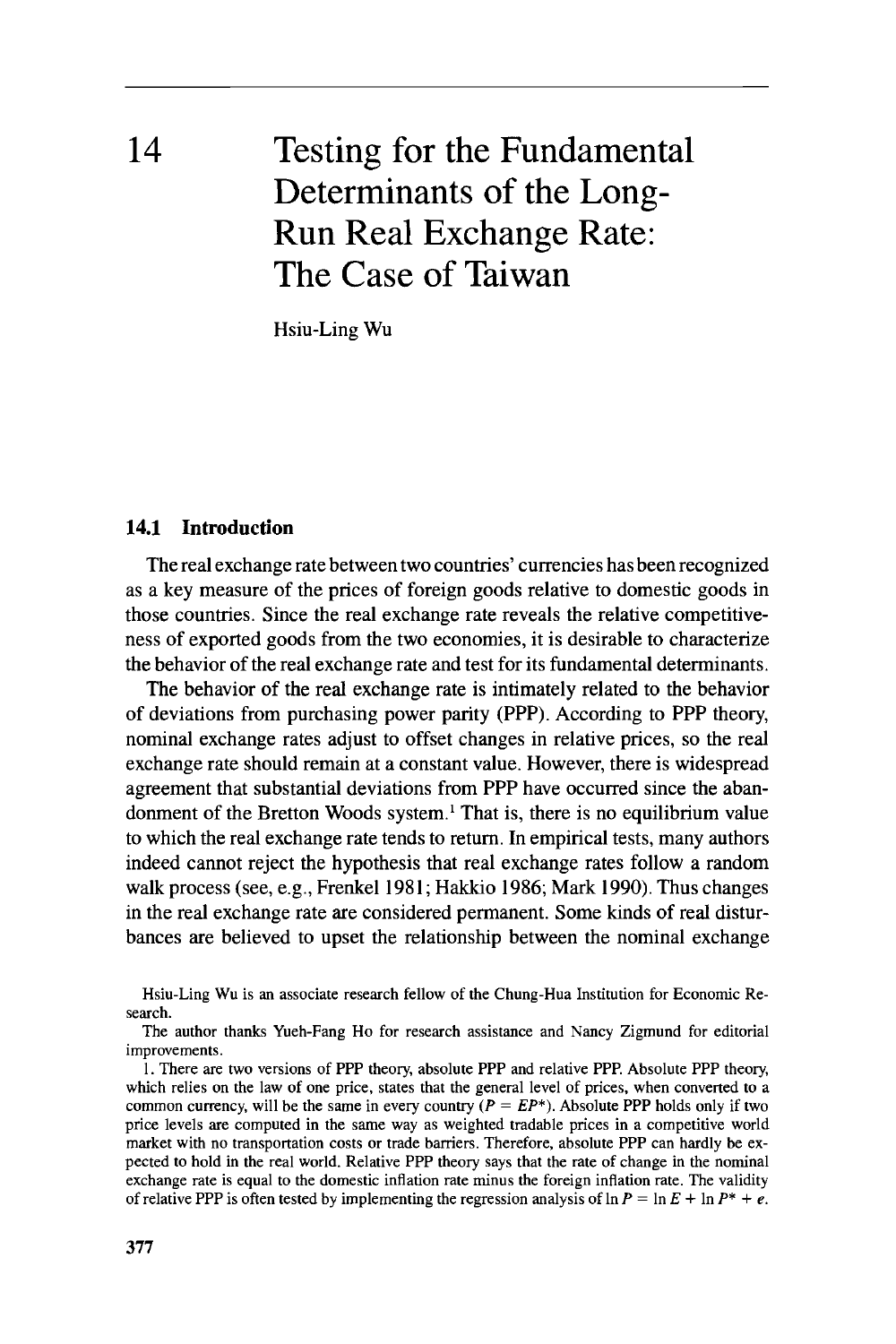# 14 Testing for the Fundamental Determinants of the Long-Run Real Exchange Rate: The Case of Taiwan

Hsiu-Ling Wu

## 14.1 Introduction

The real exchange rate between two countries' currencies has been recognized as a key measure of the prices of foreign goods relative to domestic goods in those countries. Since the real exchange rate reveals the relative competitiveness of exported goods from the two economies, it is desirable to characterize the behavior of the real exchange rate and test for its fundamental determinants.

The behavior of the real exchange rate is intimately related to the behavior of deviations from purchasing power parity (PPP). According to PPP theory, nominal exchange rates adjust to offset changes in relative prices, so the real exchange rate should remain at a constant value. However, there is widespread agreement that substantial deviations from PPP have occurred since the abandonment of the Bretton Woods system.[1] That is, there is no equilibrium value to which the real exchange rate tends to return. In empirical tests, many authors indeed cannot reject the hypothesis that real exchange rates follow a random walk process (see, e.g., Frenkel 1981; Hakkio 1986; Mark 1990). Thus changes in the real exchange rate are considered permanent. Some kinds of real disturbances are believed to upset the relationship between the nominal exchange

Hsiu-Ling Wu is an associate research fellow of the Chung-Hua Institution for Economic Research.

The author thanks Yueh-Fang Ho for research assistance and Nancy Zigmund for editorial improvements.

1. There are two versions of PPP theory, absolute PPP and relative PPP. Absolute PPP theory, which relies on the law of one price, states that the general level of prices, when converted to a common currency, will be the same in every country ($P = EP^*$). Absolute PPP holds only if two price levels are computed in the same way as weighted tradable prices in a competitive world market with no transportation costs or trade barriers. Therefore, absolute PPP can hardly be expected to hold in the real world. Relative PPP theory says that the rate of change in the nominal exchange rate is equal to the domestic inflation rate minus the foreign inflation rate. The validity of relative PPP is often tested by implementing the regression analysis of $\ln P = \ln E + \ln P^* + e$.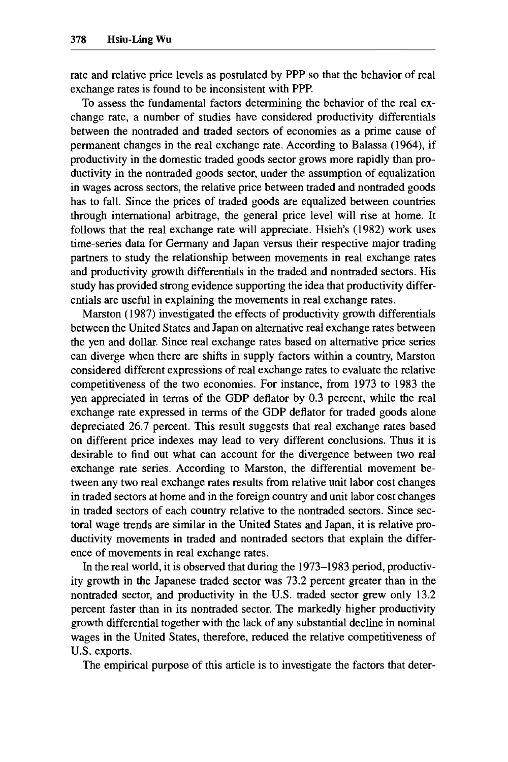rate and relative price levels as postulated by PPP so that the behavior of real exchange rates is found to be inconsistent with PPP.

To assess the fundamental factors determining the behavior of the real exchange rate, a number of studies have considered productivity differentials between the nontraded and traded sectors of economies as a prime cause of permanent changes in the real exchange rate. According to Balassa (1964), if productivity in the domestic traded goods sector grows more rapidly than productivity in the nontraded goods sector, under the assumption of equalization in wages across sectors, the relative price between traded and nontraded goods has to fall. Since the prices of traded goods are equalized between countries through international arbitrage, the general price level will rise at home. It follows that the real exchange rate will appreciate. Hsieh's (1982) work uses time-series data for Germany and Japan versus their respective major trading partners to study the relationship between movements in real exchange rates and productivity growth differentials in the traded and nontraded sectors. His study has provided strong evidence supporting the idea that productivity differentials are useful in explaining the movements in real exchange rates.

Marston (1987) investigated the effects of productivity growth differentials between the United States and Japan on alternative real exchange rates between the yen and dollar. Since real exchange rates based on alternative price series can diverge when there are shifts in supply factors within a country, Marston considered different expressions of real exchange rates to evaluate the relative competitiveness of the two economies. For instance, from 1973 to 1983 the yen appreciated in terms of the GDP deflator by 0.3 percent, while the real exchange rate expressed in terms of the GDP deflator for traded goods alone depreciated 26.7 percent. This result suggests that real exchange rates based on different price indexes may lead to very different conclusions. Thus it is desirable to find out what can account for the divergence between two real exchange rate series. According to Marston, the differential movement between any two real exchange rates results from relative unit labor cost changes in traded sectors at home and in the foreign country and unit labor cost changes in traded sectors of each country relative to the nontraded sectors. Since sectoral wage trends are similar in the United States and Japan, it is relative productivity movements in traded and nontraded sectors that explain the difference of movements in real exchange rates.

In the real world, it is observed that during the 1973–1983 period, productivity growth in the Japanese traded sector was 73.2 percent greater than in the nontraded sector, and productivity in the U.S. traded sector grew only 13.2 percent faster than in its nontraded sector. The markedly higher productivity growth differential together with the lack of any substantial decline in nominal wages in the United States, therefore, reduced the relative competitiveness of U.S. exports.

The empirical purpose of this article is to investigate the factors that deter-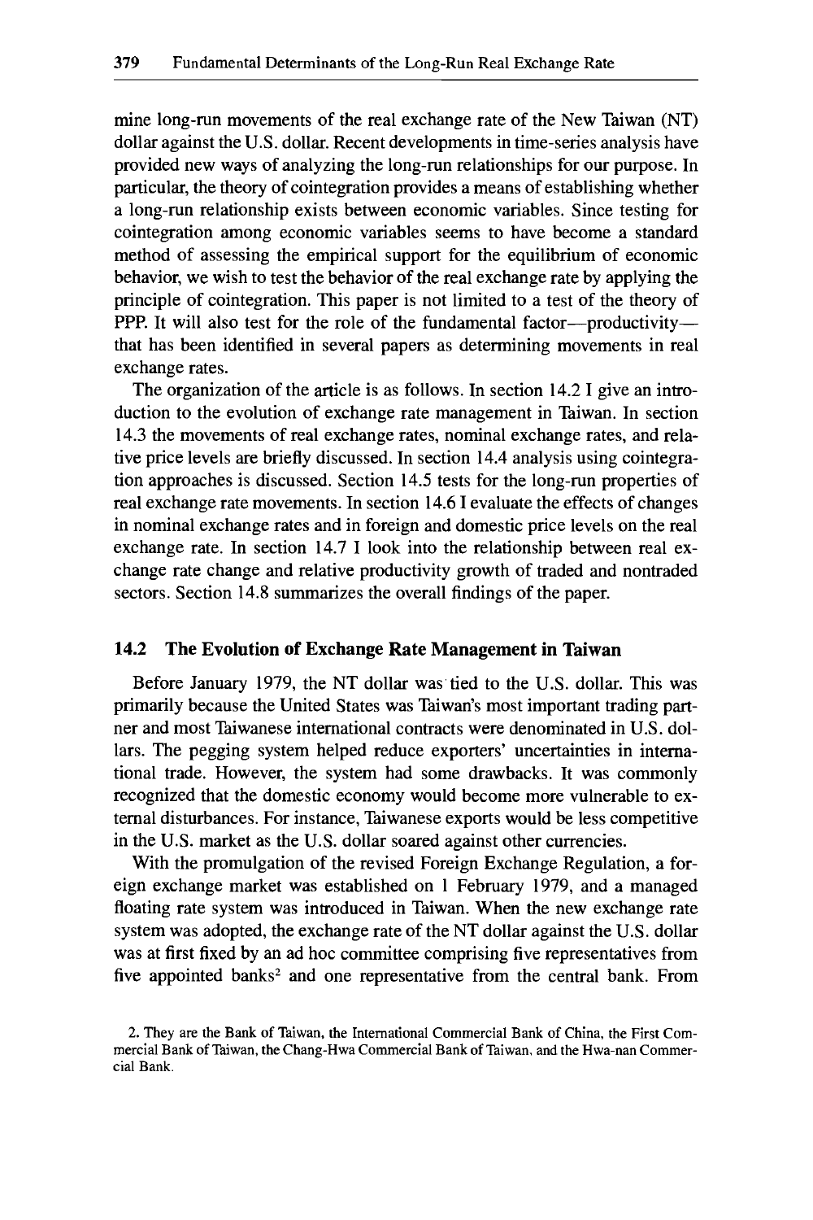mine long-run movements of the real exchange rate of the New Taiwan (NT) dollar against the U.S. dollar. Recent developments in time-series analysis have provided new ways of analyzing the long-run relationships for our purpose. In particular, the theory of cointegration provides a means of establishing whether a long-run relationship exists between economic variables. Since testing for cointegration among economic variables seems to have become a standard method of assessing the empirical support for the equilibrium of economic behavior, we wish to test the behavior of the real exchange rate by applying the principle of cointegration. This paper is not limited to a test of the theory of PPP. It will also test for the role of the fundamental factor—productivity—that has been identified in several papers as determining movements in real exchange rates.

The organization of the article is as follows. In section 14.2 I give an introduction to the evolution of exchange rate management in Taiwan. In section 14.3 the movements of real exchange rates, nominal exchange rates, and relative price levels are briefly discussed. In section 14.4 analysis using cointegration approaches is discussed. Section 14.5 tests for the long-run properties of real exchange rate movements. In section 14.6 I evaluate the effects of changes in nominal exchange rates and in foreign and domestic price levels on the real exchange rate. In section 14.7 I look into the relationship between real exchange rate change and relative productivity growth of traded and nontraded sectors. Section 14.8 summarizes the overall findings of the paper.

## 14.2 The Evolution of Exchange Rate Management in Taiwan

Before January 1979, the NT dollar was tied to the U.S. dollar. This was primarily because the United States was Taiwan's most important trading partner and most Taiwanese international contracts were denominated in U.S. dollars. The pegging system helped reduce exporters' uncertainties in international trade. However, the system had some drawbacks. It was commonly recognized that the domestic economy would become more vulnerable to external disturbances. For instance, Taiwanese exports would be less competitive in the U.S. market as the U.S. dollar soared against other currencies.

With the promulgation of the revised Foreign Exchange Regulation, a foreign exchange market was established on 1 February 1979, and a managed floating rate system was introduced in Taiwan. When the new exchange rate system was adopted, the exchange rate of the NT dollar against the U.S. dollar was at first fixed by an ad hoc committee comprising five representatives from five appointed banks[2] and one representative from the central bank. From

2. They are the Bank of Taiwan, the International Commercial Bank of China, the First Commercial Bank of Taiwan, the Chang-Hwa Commercial Bank of Taiwan, and the Hwa-nan Commercial Bank.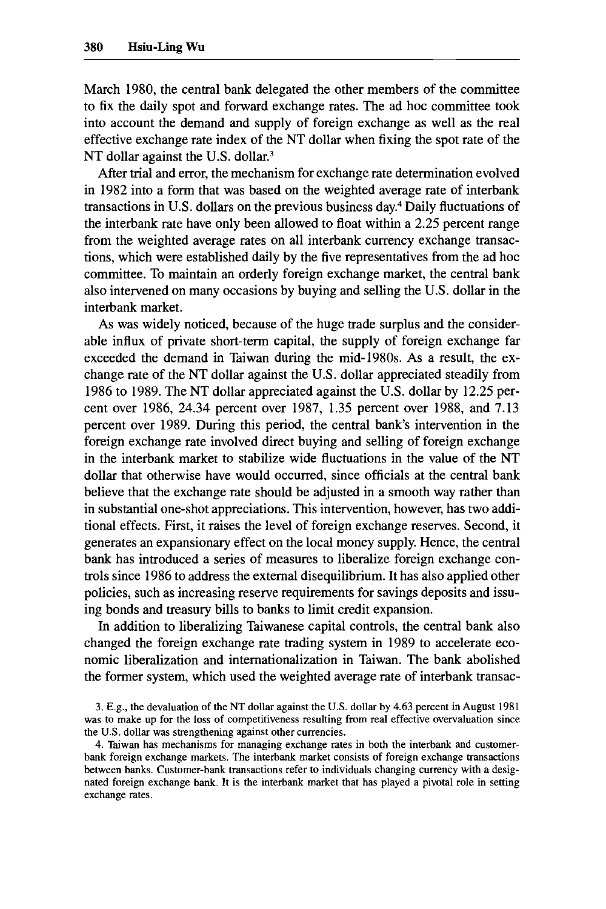March 1980, the central bank delegated the other members of the committee to fix the daily spot and forward exchange rates. The ad hoc committee took into account the demand and supply of foreign exchange as well as the real effective exchange rate index of the NT dollar when fixing the spot rate of the NT dollar against the U.S. dollar.[3]

After trial and error, the mechanism for exchange rate determination evolved in 1982 into a form that was based on the weighted average rate of interbank transactions in U.S. dollars on the previous business day.[4] Daily fluctuations of the interbank rate have only been allowed to float within a 2.25 percent range from the weighted average rates on all interbank currency exchange transactions, which were established daily by the five representatives from the ad hoc committee. To maintain an orderly foreign exchange market, the central bank also intervened on many occasions by buying and selling the U.S. dollar in the interbank market.

As was widely noticed, because of the huge trade surplus and the considerable influx of private short-term capital, the supply of foreign exchange far exceeded the demand in Taiwan during the mid-1980s. As a result, the exchange rate of the NT dollar against the U.S. dollar appreciated steadily from 1986 to 1989. The NT dollar appreciated against the U.S. dollar by 12.25 percent over 1986, 24.34 percent over 1987, 1.35 percent over 1988, and 7.13 percent over 1989. During this period, the central bank's intervention in the foreign exchange rate involved direct buying and selling of foreign exchange in the interbank market to stabilize wide fluctuations in the value of the NT dollar that otherwise have would occurred, since officials at the central bank believe that the exchange rate should be adjusted in a smooth way rather than in substantial one-shot appreciations. This intervention, however, has two additional effects. First, it raises the level of foreign exchange reserves. Second, it generates an expansionary effect on the local money supply. Hence, the central bank has introduced a series of measures to liberalize foreign exchange controls since 1986 to address the external disequilibrium. It has also applied other policies, such as increasing reserve requirements for savings deposits and issuing bonds and treasury bills to banks to limit credit expansion.

In addition to liberalizing Taiwanese capital controls, the central bank also changed the foreign exchange rate trading system in 1989 to accelerate economic liberalization and internationalization in Taiwan. The bank abolished the former system, which used the weighted average rate of interbank transac-

3. E.g., the devaluation of the NT dollar against the U.S. dollar by 4.63 percent in August 1981 was to make up for the loss of competitiveness resulting from real effective overvaluation since the U.S. dollar was strengthening against other currencies.

4. Taiwan has mechanisms for managing exchange rates in both the interbank and customer-bank foreign exchange markets. The interbank market consists of foreign exchange transactions between banks. Customer-bank transactions refer to individuals changing currency with a designated foreign exchange bank. It is the interbank market that has played a pivotal role in setting exchange rates.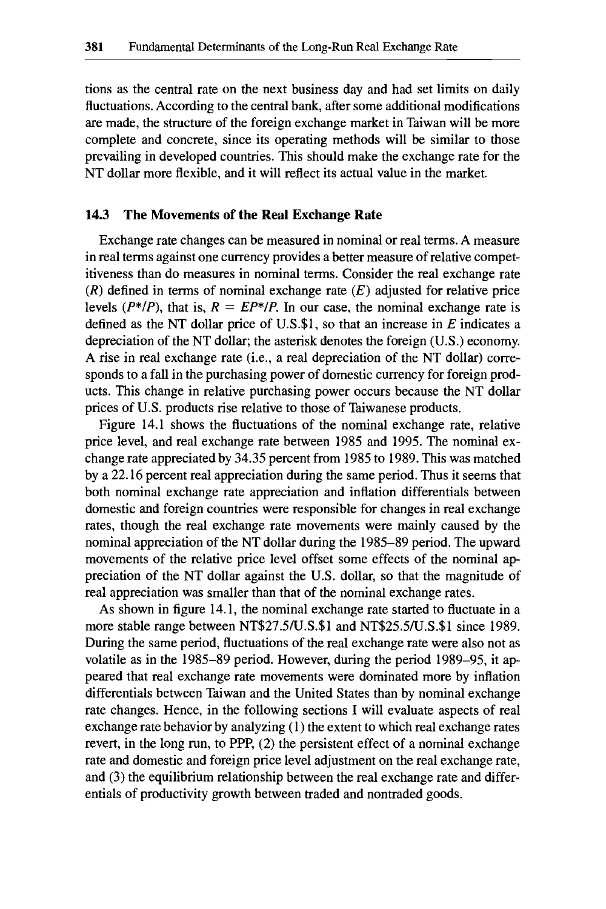tions as the central rate on the next business day and had set limits on daily fluctuations. According to the central bank, after some additional modifications are made, the structure of the foreign exchange market in Taiwan will be more complete and concrete, since its operating methods will be similar to those prevailing in developed countries. This should make the exchange rate for the NT dollar more flexible, and it will reflect its actual value in the market.

### 14.3 The Movements of the Real Exchange Rate

Exchange rate changes can be measured in nominal or real terms. A measure in real terms against one currency provides a better measure of relative competitiveness than do measures in nominal terms. Consider the real exchange rate ($R$) defined in terms of nominal exchange rate ($E$) adjusted for relative price levels ($P^*/P$), that is, $R = EP^*/P$. In our case, the nominal exchange rate is defined as the NT dollar price of U.S.$1, so that an increase in $E$ indicates a depreciation of the NT dollar; the asterisk denotes the foreign (U.S.) economy. A rise in real exchange rate (i.e., a real depreciation of the NT dollar) corresponds to a fall in the purchasing power of domestic currency for foreign products. This change in relative purchasing power occurs because the NT dollar prices of U.S. products rise relative to those of Taiwanese products.

Figure 14.1 shows the fluctuations of the nominal exchange rate, relative price level, and real exchange rate between 1985 and 1995. The nominal exchange rate appreciated by 34.35 percent from 1985 to 1989. This was matched by a 22.16 percent real appreciation during the same period. Thus it seems that both nominal exchange rate appreciation and inflation differentials between domestic and foreign countries were responsible for changes in real exchange rates, though the real exchange rate movements were mainly caused by the nominal appreciation of the NT dollar during the 1985–89 period. The upward movements of the relative price level offset some effects of the nominal appreciation of the NT dollar against the U.S. dollar, so that the magnitude of real appreciation was smaller than that of the nominal exchange rates.

As shown in figure 14.1, the nominal exchange rate started to fluctuate in a more stable range between NT$27.5/U.S.$1 and NT$25.5/U.S.$1 since 1989. During the same period, fluctuations of the real exchange rate were also not as volatile as in the 1985–89 period. However, during the period 1989–95, it appeared that real exchange rate movements were dominated more by inflation differentials between Taiwan and the United States than by nominal exchange rate changes. Hence, in the following sections I will evaluate aspects of real exchange rate behavior by analyzing (1) the extent to which real exchange rates revert, in the long run, to PPP, (2) the persistent effect of a nominal exchange rate and domestic and foreign price level adjustment on the real exchange rate, and (3) the equilibrium relationship between the real exchange rate and differentials of productivity growth between traded and nontraded goods.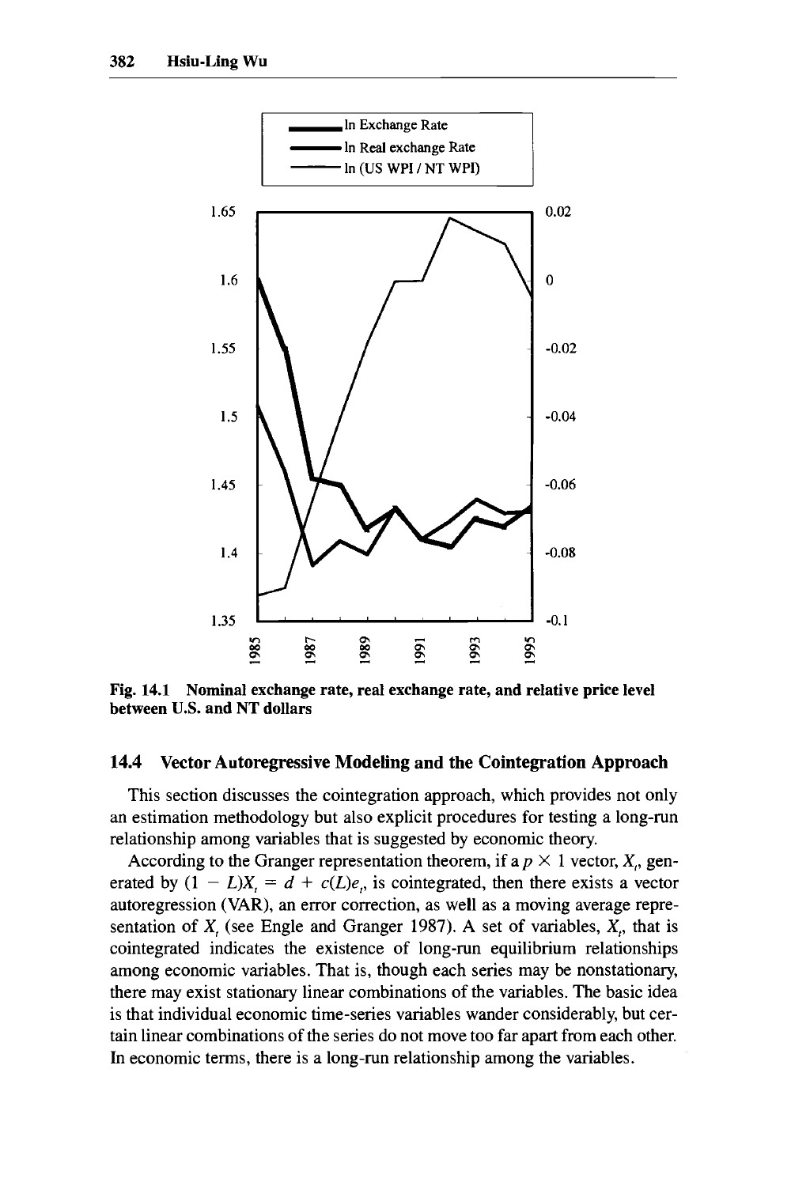Fig. 14.1 Nominal exchange rate, real exchange rate, and relative price level between U.S. and NT dollars

## 14.4 Vector Autoregressive Modeling and the Cointegration Approach

This section discusses the cointegration approach, which provides not only an estimation methodology but also explicit procedures for testing a long-run relationship among variables that is suggested by economic theory.

According to the Granger representation theorem, if a $p \times 1$ vector, $X_t$, generated by $(1 - L)X_t = d + c(L)e_t$, is cointegrated, then there exists a vector autoregression (VAR), an error correction, as well as a moving average representation of $X_t$ (see Engle and Granger 1987). A set of variables, $X_t$, that is cointegrated indicates the existence of long-run equilibrium relationships among economic variables. That is, though each series may be nonstationary, there may exist stationary linear combinations of the variables. The basic idea is that individual economic time-series variables wander considerably, but certain linear combinations of the series do not move too far apart from each other. In economic terms, there is a long-run relationship among the variables.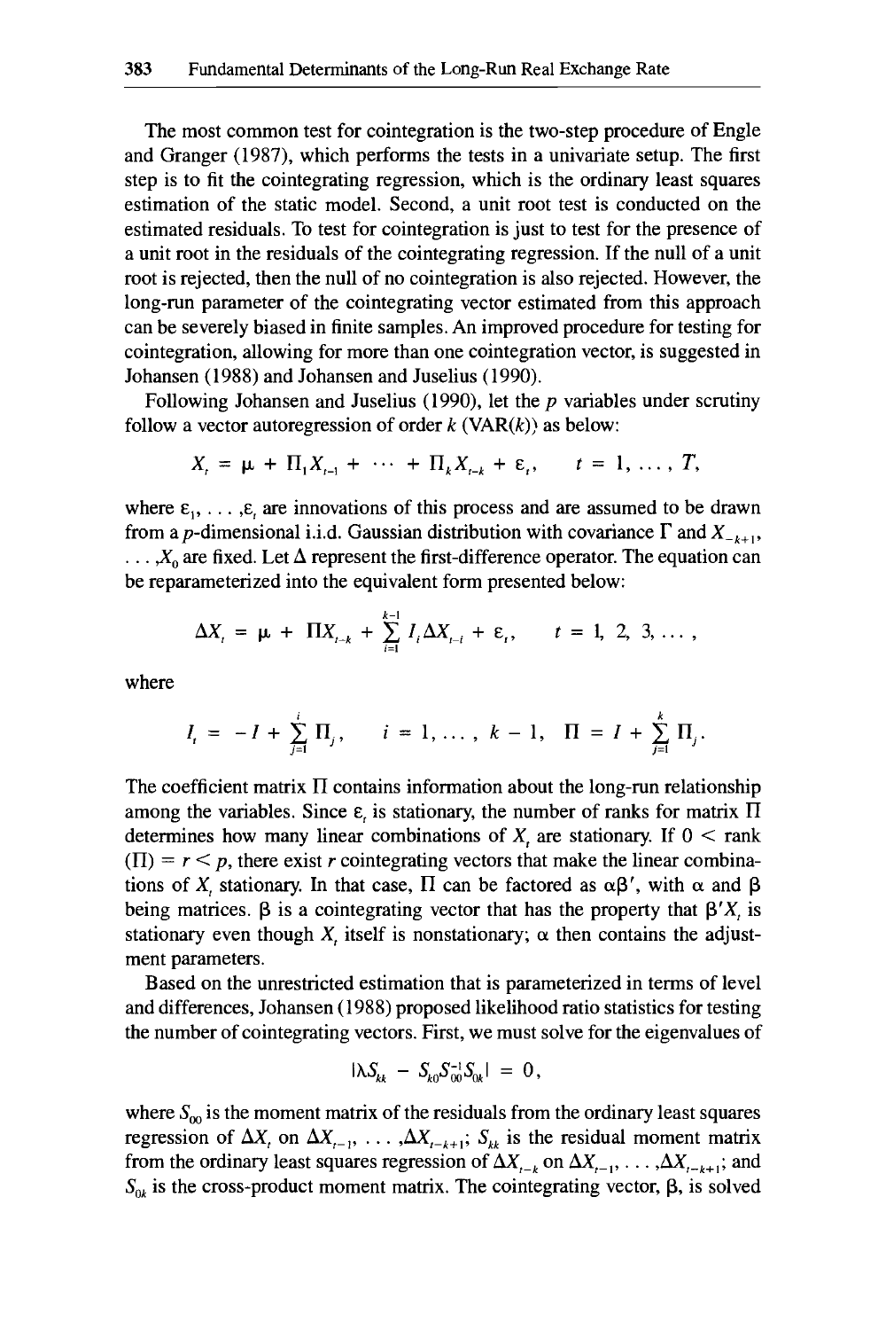The most common test for cointegration is the two-step procedure of Engle and Granger (1987), which performs the tests in a univariate setup. The first step is to fit the cointegrating regression, which is the ordinary least squares estimation of the static model. Second, a unit root test is conducted on the estimated residuals. To test for cointegration is just to test for the presence of a unit root in the residuals of the cointegrating regression. If the null of a unit root is rejected, then the null of no cointegration is also rejected. However, the long-run parameter of the cointegrating vector estimated from this approach can be severely biased in finite samples. An improved procedure for testing for cointegration, allowing for more than one cointegration vector, is suggested in Johansen (1988) and Johansen and Juselius (1990).

Following Johansen and Juselius (1990), let the $p$ variables under scrutiny follow a vector autoregression of order $k$ (VAR($k$)) as below:

$$X_t = \mu + \Pi_1 X_{t-1} + \cdots + \Pi_k X_{t-k} + \varepsilon_t, \qquad t = 1, \ldots, T,$$

where $\varepsilon_1, \ldots, \varepsilon_t$ are innovations of this process and are assumed to be drawn from a $p$-dimensional i.i.d. Gaussian distribution with covariance $\Gamma$ and $X_{-k+1}, \ldots, X_0$ are fixed. Let $\Delta$ represent the first-difference operator. The equation can be reparameterized into the equivalent form presented below:

$$\Delta X_t = \mu + \Pi X_{t-k} + \sum_{i=1}^{k-1} I_i \Delta X_{t-i} + \varepsilon_t, \qquad t = 1, 2, 3, \ldots,$$

where

$$I_i = -I + \sum_{j=1}^{i} \Pi_j, \qquad i = 1, \ldots, k-1, \quad \Pi = I + \sum_{j=1}^{k} \Pi_j.$$

The coefficient matrix $\Pi$ contains information about the long-run relationship among the variables. Since $\varepsilon_t$ is stationary, the number of ranks for matrix $\Pi$ determines how many linear combinations of $X_t$ are stationary. If $0 <$ rank $(\Pi) = r < p$, there exist $r$ cointegrating vectors that make the linear combinations of $X_t$ stationary. In that case, $\Pi$ can be factored as $\alpha\beta'$, with $\alpha$ and $\beta$ being matrices. $\beta$ is a cointegrating vector that has the property that $\beta' X_t$ is stationary even though $X_t$ itself is nonstationary; $\alpha$ then contains the adjustment parameters.

Based on the unrestricted estimation that is parameterized in terms of level and differences, Johansen (1988) proposed likelihood ratio statistics for testing the number of cointegrating vectors. First, we must solve for the eigenvalues of

$$|\lambda S_{kk} - S_{k0} S_{00}^{-1} S_{0k}| = 0,$$

where $S_{00}$ is the moment matrix of the residuals from the ordinary least squares regression of $\Delta X_t$ on $\Delta X_{t-1}, \ldots, \Delta X_{t-k+1}$; $S_{kk}$ is the residual moment matrix from the ordinary least squares regression of $\Delta X_{t-k}$ on $\Delta X_{t-1}, \ldots, \Delta X_{t-k+1}$; and $S_{0k}$ is the cross-product moment matrix. The cointegrating vector, $\beta$, is solved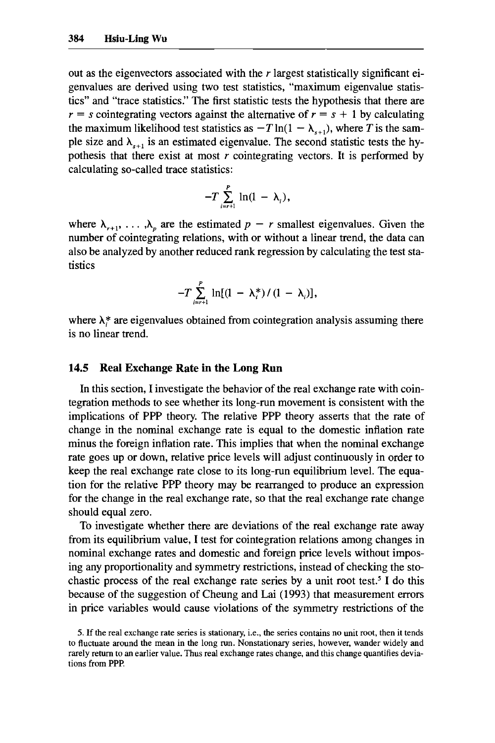out as the eigenvectors associated with the $r$ largest statistically significant eigenvalues are derived using two test statistics, "maximum eigenvalue statistics" and "trace statistics." The first statistic tests the hypothesis that there are $r = s$ cointegrating vectors against the alternative of $r = s + 1$ by calculating the maximum likelihood test statistics as $-T \ln(1 - \lambda_{s+1})$, where $T$ is the sample size and $\lambda_{s+1}$ is an estimated eigenvalue. The second statistic tests the hypothesis that there exist at most $r$ cointegrating vectors. It is performed by calculating so-called trace statistics:

$$-T \sum_{i=r+1}^{p} \ln(1 - \lambda_i),$$

where $\lambda_{r+1}, \ldots, \lambda_p$ are the estimated $p - r$ smallest eigenvalues. Given the number of cointegrating relations, with or without a linear trend, the data can also be analyzed by another reduced rank regression by calculating the test statistics

$$-T \sum_{i=r+1}^{p} \ln[(1 - \lambda_i^*)/(1 - \lambda_i)],$$

where $\lambda_i^*$ are eigenvalues obtained from cointegration analysis assuming there is no linear trend.

## 14.5 Real Exchange Rate in the Long Run

In this section, I investigate the behavior of the real exchange rate with cointegration methods to see whether its long-run movement is consistent with the implications of PPP theory. The relative PPP theory asserts that the rate of change in the nominal exchange rate is equal to the domestic inflation rate minus the foreign inflation rate. This implies that when the nominal exchange rate goes up or down, relative price levels will adjust continuously in order to keep the real exchange rate close to its long-run equilibrium level. The equation for the relative PPP theory may be rearranged to produce an expression for the change in the real exchange rate, so that the real exchange rate change should equal zero.

To investigate whether there are deviations of the real exchange rate away from its equilibrium value, I test for cointegration relations among changes in nominal exchange rates and domestic and foreign price levels without imposing any proportionality and symmetry restrictions, instead of checking the stochastic process of the real exchange rate series by a unit root test.[5] I do this because of the suggestion of Cheung and Lai (1993) that measurement errors in price variables would cause violations of the symmetry restrictions of the

5. If the real exchange rate series is stationary, i.e., the series contains no unit root, then it tends to fluctuate around the mean in the long run. Nonstationary series, however, wander widely and rarely return to an earlier value. Thus real exchange rates change, and this change quantifies deviations from PPP.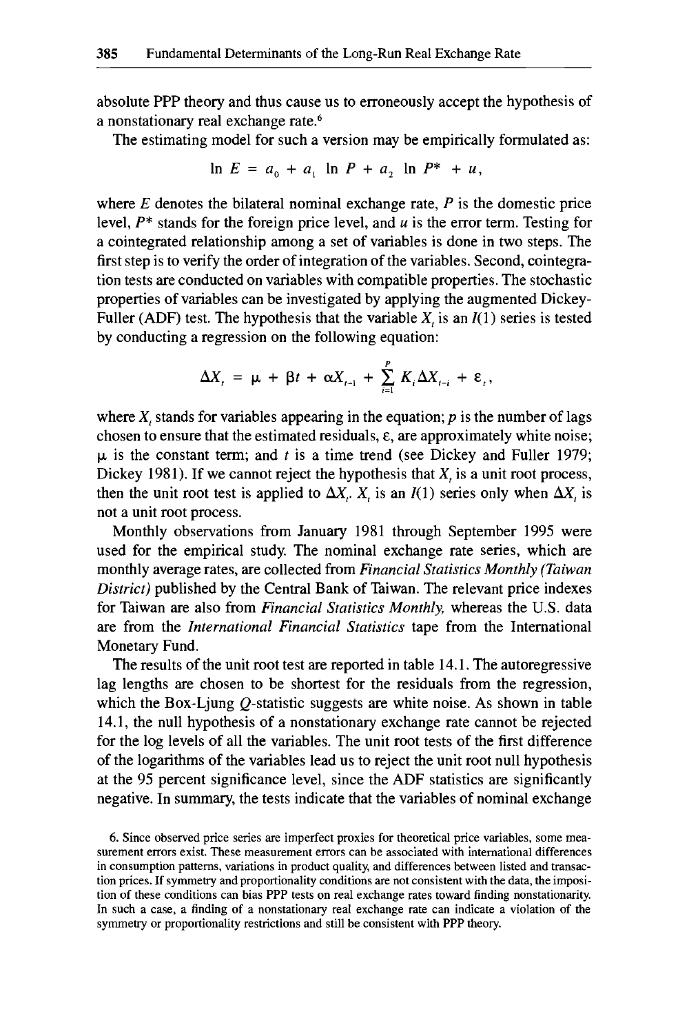absolute PPP theory and thus cause us to erroneously accept the hypothesis of a nonstationary real exchange rate.[6]

The estimating model for such a version may be empirically formulated as:

$$\ln E = a_0 + a_1 \ln P + a_2 \ln P^* + u,$$

where $E$ denotes the bilateral nominal exchange rate, $P$ is the domestic price level, $P^*$ stands for the foreign price level, and $u$ is the error term. Testing for a cointegrated relationship among a set of variables is done in two steps. The first step is to verify the order of integration of the variables. Second, cointegration tests are conducted on variables with compatible properties. The stochastic properties of variables can be investigated by applying the augmented Dickey-Fuller (ADF) test. The hypothesis that the variable $X_t$ is an $I(1)$ series is tested by conducting a regression on the following equation:

$$\Delta X_t = \mu + \beta t + \alpha X_{t-1} + \sum_{i=1}^{p} K_i \Delta X_{t-i} + \varepsilon_t,$$

where $X_t$ stands for variables appearing in the equation; $p$ is the number of lags chosen to ensure that the estimated residuals, $\varepsilon$, are approximately white noise; $\mu$ is the constant term; and $t$ is a time trend (see Dickey and Fuller 1979; Dickey 1981). If we cannot reject the hypothesis that $X_t$ is a unit root process, then the unit root test is applied to $\Delta X_t$. $X_t$ is an $I(1)$ series only when $\Delta X_t$ is not a unit root process.

Monthly observations from January 1981 through September 1995 were used for the empirical study. The nominal exchange rate series, which are monthly average rates, are collected from *Financial Statistics Monthly (Taiwan District)* published by the Central Bank of Taiwan. The relevant price indexes for Taiwan are also from *Financial Statistics Monthly,* whereas the U.S. data are from the *International Financial Statistics* tape from the International Monetary Fund.

The results of the unit root test are reported in table 14.1. The autoregressive lag lengths are chosen to be shortest for the residuals from the regression, which the Box-Ljung $Q$-statistic suggests are white noise. As shown in table 14.1, the null hypothesis of a nonstationary exchange rate cannot be rejected for the log levels of all the variables. The unit root tests of the first difference of the logarithms of the variables lead us to reject the unit root null hypothesis at the 95 percent significance level, since the ADF statistics are significantly negative. In summary, the tests indicate that the variables of nominal exchange

6. Since observed price series are imperfect proxies for theoretical price variables, some measurement errors exist. These measurement errors can be associated with international differences in consumption patterns, variations in product quality, and differences between listed and transaction prices. If symmetry and proportionality conditions are not consistent with the data, the imposition of these conditions can bias PPP tests on real exchange rates toward finding nonstationarity. In such a case, a finding of a nonstationary real exchange rate can indicate a violation of the symmetry or proportionality restrictions and still be consistent with PPP theory.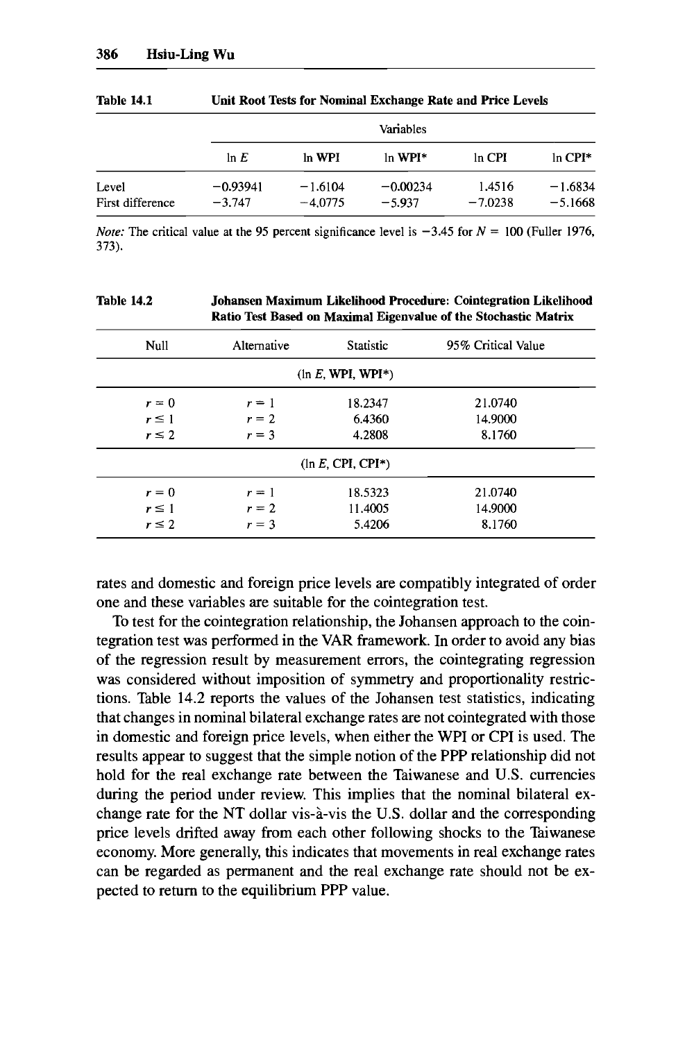**Table 14.1 Unit Root Tests for Nominal Exchange Rate and Price Levels**

| | Variables | | | | |
|---|---|---|---|---|---|
| | ln $E$ | ln WPI | ln WPI* | ln CPI | ln CPI* |
| Level | −0.93941 | −1.6104 | −0.00234 | 1.4516 | −1.6834 |
| First difference | −3.747 | −4.0775 | −5.937 | −7.0238 | −5.1668 |

*Note:* The critical value at the 95 percent significance level is −3.45 for $N = 100$ (Fuller 1976, 373).

**Table 14.2 Johansen Maximum Likelihood Procedure: Cointegration Likelihood Ratio Test Based on Maximal Eigenvalue of the Stochastic Matrix**

| Null | Alternative | Statistic | 95% Critical Value |
|---|---|---|---|
| | (ln $E$, WPI, WPI*) | | |
| $r = 0$ | $r = 1$ | 18.2347 | 21.0740 |
| $r \leq 1$ | $r = 2$ | 6.4360 | 14.9000 |
| $r \leq 2$ | $r = 3$ | 4.2808 | 8.1760 |
| | (ln $E$, CPI, CPI*) | | |
| $r = 0$ | $r = 1$ | 18.5323 | 21.0740 |
| $r \leq 1$ | $r = 2$ | 11.4005 | 14.9000 |
| $r \leq 2$ | $r = 3$ | 5.4206 | 8.1760 |

rates and domestic and foreign price levels are compatibly integrated of order one and these variables are suitable for the cointegration test.

To test for the cointegration relationship, the Johansen approach to the cointegration test was performed in the VAR framework. In order to avoid any bias of the regression result by measurement errors, the cointegrating regression was considered without imposition of symmetry and proportionality restrictions. Table 14.2 reports the values of the Johansen test statistics, indicating that changes in nominal bilateral exchange rates are not cointegrated with those in domestic and foreign price levels, when either the WPI or CPI is used. The results appear to suggest that the simple notion of the PPP relationship did not hold for the real exchange rate between the Taiwanese and U.S. currencies during the period under review. This implies that the nominal bilateral exchange rate for the NT dollar vis-à-vis the U.S. dollar and the corresponding price levels drifted away from each other following shocks to the Taiwanese economy. More generally, this indicates that movements in real exchange rates can be regarded as permanent and the real exchange rate should not be expected to return to the equilibrium PPP value.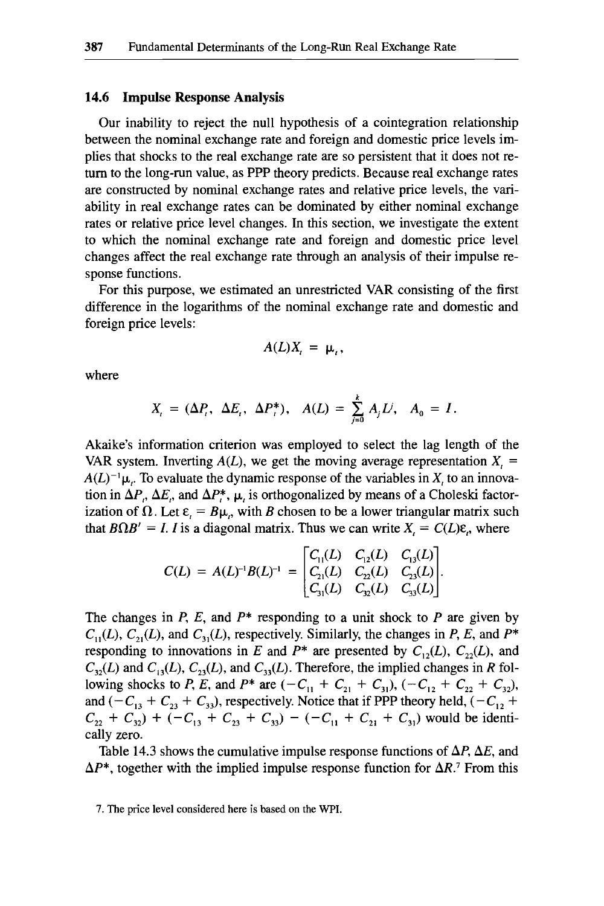## 14.6 Impulse Response Analysis

Our inability to reject the null hypothesis of a cointegration relationship between the nominal exchange rate and foreign and domestic price levels implies that shocks to the real exchange rate are so persistent that it does not return to the long-run value, as PPP theory predicts. Because real exchange rates are constructed by nominal exchange rates and relative price levels, the variability in real exchange rates can be dominated by either nominal exchange rates or relative price level changes. In this section, we investigate the extent to which the nominal exchange rate and foreign and domestic price level changes affect the real exchange rate through an analysis of their impulse response functions.

For this purpose, we estimated an unrestricted VAR consisting of the first difference in the logarithms of the nominal exchange rate and domestic and foreign price levels:

$$A(L)X_t = \mu_t,$$

where

$$X_t = (\Delta P_t,\ \Delta E_t,\ \Delta P_t^*),\quad A(L) = \sum_{j=0}^{k} A_j L^j,\quad A_0 = I.$$

Akaike's information criterion was employed to select the lag length of the VAR system. Inverting $A(L)$, we get the moving average representation $X_t = A(L)^{-1}\mu_t$. To evaluate the dynamic response of the variables in $X_t$ to an innovation in $\Delta P_t$, $\Delta E_t$, and $\Delta P_t^*$, $\mu_t$ is orthogonalized by means of a Choleski factorization of $\Omega$. Let $\varepsilon_t = B\mu_t$, with $B$ chosen to be a lower triangular matrix such that $B\Omega B' = I$. $I$ is a diagonal matrix. Thus we can write $X_t = C(L)\varepsilon_t$, where

$$C(L) = A(L)^{-1}B(L)^{-1} = \begin{bmatrix} C_{11}(L) & C_{12}(L) & C_{13}(L) \\ C_{21}(L) & C_{22}(L) & C_{23}(L) \\ C_{31}(L) & C_{32}(L) & C_{33}(L) \end{bmatrix}.$$

The changes in $P$, $E$, and $P^*$ responding to a unit shock to $P$ are given by $C_{11}(L)$, $C_{21}(L)$, and $C_{31}(L)$, respectively. Similarly, the changes in $P$, $E$, and $P^*$ responding to innovations in $E$ and $P^*$ are presented by $C_{12}(L)$, $C_{22}(L)$, and $C_{32}(L)$ and $C_{13}(L)$, $C_{23}(L)$, and $C_{33}(L)$. Therefore, the implied changes in $R$ following shocks to $P$, $E$, and $P^*$ are $(-C_{11} + C_{21} + C_{31})$, $(-C_{12} + C_{22} + C_{32})$, and $(-C_{13} + C_{23} + C_{33})$, respectively. Notice that if PPP theory held, $(-C_{12} + C_{22} + C_{32}) + (-C_{13} + C_{23} + C_{33}) - (-C_{11} + C_{21} + C_{31})$ would be identically zero.

Table 14.3 shows the cumulative impulse response functions of $\Delta P$, $\Delta E$, and $\Delta P^*$, together with the implied impulse response function for $\Delta R$.[7] From this

7. The price level considered here is based on the WPI.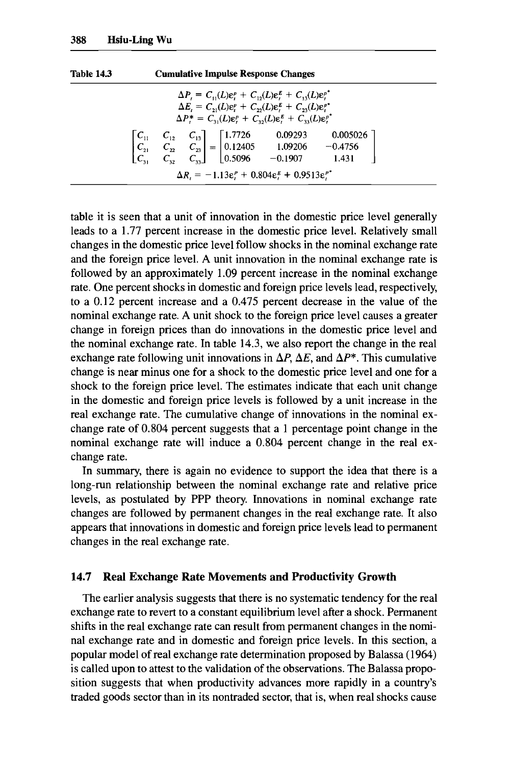Table 14.3 Cumulative Impulse Response Changes

$$\Delta P_t = C_{11}(L)\varepsilon_t^P + C_{12}(L)\varepsilon_t^E + C_{13}(L)\varepsilon_t^{P^*}$$

$$\Delta E_t = C_{21}(L)\varepsilon_t^P + C_{22}(L)\varepsilon_t^E + C_{23}(L)\varepsilon_t^{P^*}$$

$$\Delta P_t^* = C_{31}(L)\varepsilon_t^P + C_{32}(L)\varepsilon_t^E + C_{33}(L)\varepsilon_t^{P^*}$$

$$\begin{bmatrix} C_{11} & C_{12} & C_{13} \\ C_{21} & C_{22} & C_{23} \\ C_{31} & C_{32} & C_{33} \end{bmatrix} = \begin{bmatrix} 1.7726 & 0.09293 & 0.005026 \\ 0.12405 & 1.09206 & -0.4756 \\ 0.5096 & -0.1907 & 1.431 \end{bmatrix}$$

$$\Delta R_t = -1.13\varepsilon_t^P + 0.804\varepsilon_t^E + 0.9513\varepsilon_t^{P^*}$$

table it is seen that a unit of innovation in the domestic price level generally leads to a 1.77 percent increase in the domestic price level. Relatively small changes in the domestic price level follow shocks in the nominal exchange rate and the foreign price level. A unit innovation in the nominal exchange rate is followed by an approximately 1.09 percent increase in the nominal exchange rate. One percent shocks in domestic and foreign price levels lead, respectively, to a 0.12 percent increase and a 0.475 percent decrease in the value of the nominal exchange rate. A unit shock to the foreign price level causes a greater change in foreign prices than do innovations in the domestic price level and the nominal exchange rate. In table 14.3, we also report the change in the real exchange rate following unit innovations in $\Delta P$, $\Delta E$, and $\Delta P^*$. This cumulative change is near minus one for a shock to the domestic price level and one for a shock to the foreign price level. The estimates indicate that each unit change in the domestic and foreign price levels is followed by a unit increase in the real exchange rate. The cumulative change of innovations in the nominal exchange rate of 0.804 percent suggests that a 1 percentage point change in the nominal exchange rate will induce a 0.804 percent change in the real exchange rate.

In summary, there is again no evidence to support the idea that there is a long-run relationship between the nominal exchange rate and relative price levels, as postulated by PPP theory. Innovations in nominal exchange rate changes are followed by permanent changes in the real exchange rate. It also appears that innovations in domestic and foreign price levels lead to permanent changes in the real exchange rate.

## 14.7 Real Exchange Rate Movements and Productivity Growth

The earlier analysis suggests that there is no systematic tendency for the real exchange rate to revert to a constant equilibrium level after a shock. Permanent shifts in the real exchange rate can result from permanent changes in the nominal exchange rate and in domestic and foreign price levels. In this section, a popular model of real exchange rate determination proposed by Balassa (1964) is called upon to attest to the validation of the observations. The Balassa proposition suggests that when productivity advances more rapidly in a country's traded goods sector than in its nontraded sector, that is, when real shocks cause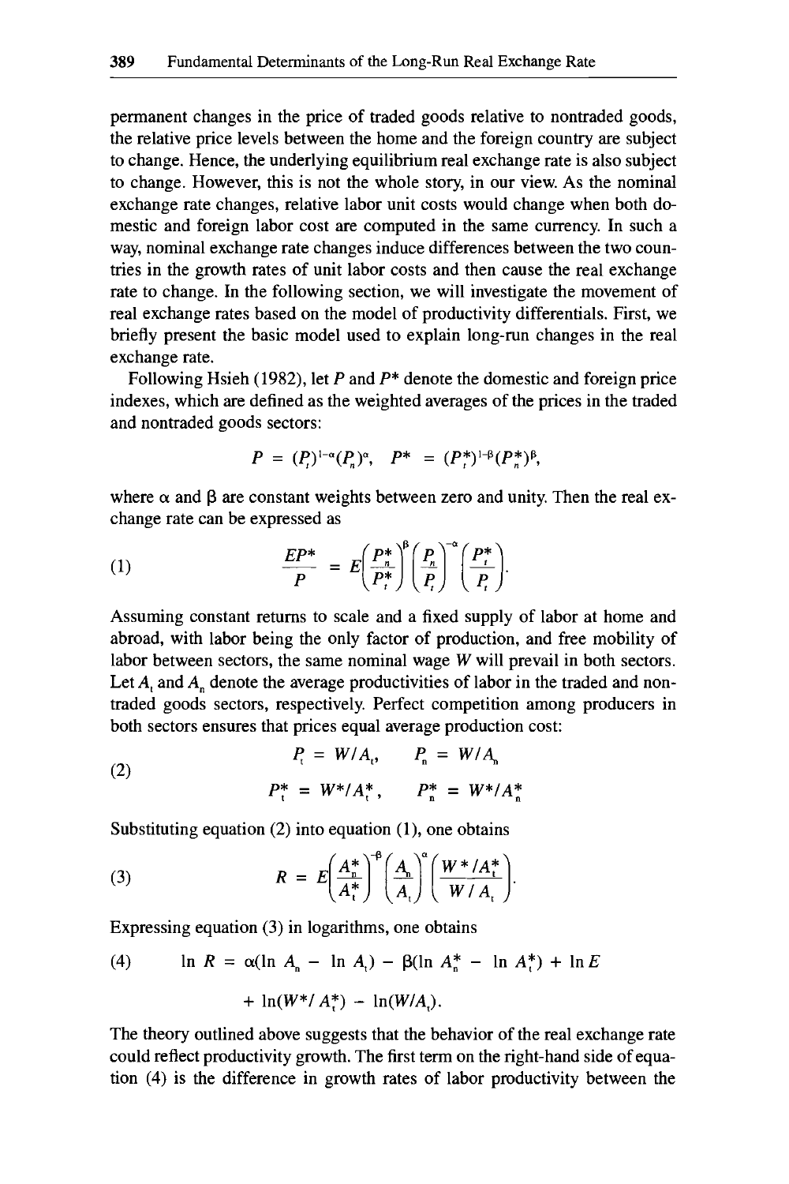permanent changes in the price of traded goods relative to nontraded goods, the relative price levels between the home and the foreign country are subject to change. Hence, the underlying equilibrium real exchange rate is also subject to change. However, this is not the whole story, in our view. As the nominal exchange rate changes, relative labor unit costs would change when both domestic and foreign labor cost are computed in the same currency. In such a way, nominal exchange rate changes induce differences between the two countries in the growth rates of unit labor costs and then cause the real exchange rate to change. In the following section, we will investigate the movement of real exchange rates based on the model of productivity differentials. First, we briefly present the basic model used to explain long-run changes in the real exchange rate.

Following Hsieh (1982), let $P$ and $P^*$ denote the domestic and foreign price indexes, which are defined as the weighted averages of the prices in the traded and nontraded goods sectors:

$$P = (P_t)^{1-\alpha}(P_n)^{\alpha}, \quad P^* = (P_t^*)^{1-\beta}(P_n^*)^{\beta},$$

where $\alpha$ and $\beta$ are constant weights between zero and unity. Then the real exchange rate can be expressed as

$$\text{(1)} \qquad \frac{EP^*}{P} = E\left(\frac{P_n^*}{P_t^*}\right)^{\beta}\left(\frac{P_n}{P_t}\right)^{-\alpha}\left(\frac{P_t^*}{P_t}\right).$$

Assuming constant returns to scale and a fixed supply of labor at home and abroad, with labor being the only factor of production, and free mobility of labor between sectors, the same nominal wage $W$ will prevail in both sectors. Let $A_t$ and $A_n$ denote the average productivities of labor in the traded and nontraded goods sectors, respectively. Perfect competition among producers in both sectors ensures that prices equal average production cost:

$$\text{(2)} \qquad \begin{aligned} P_t &= W/A_t, & P_n &= W/A_n \\ P_t^* &= W^*/A_t^*, & P_n^* &= W^*/A_n^* \end{aligned}$$

Substituting equation (2) into equation (1), one obtains

$$\text{(3)} \qquad R = E\left(\frac{A_n^*}{A_t^*}\right)^{-\beta}\left(\frac{A_n}{A_t}\right)^{\alpha}\left(\frac{W^*/A_t^*}{W/A_t}\right).$$

Expressing equation (3) in logarithms, one obtains

$$\text{(4)} \qquad \begin{aligned} \ln R = {} & \alpha(\ln A_n - \ln A_t) - \beta(\ln A_n^* - \ln A_t^*) + \ln E \\ & + \ln(W^*/A_t^*) - \ln(W/A_t). \end{aligned}$$

The theory outlined above suggests that the behavior of the real exchange rate could reflect productivity growth. The first term on the right-hand side of equation (4) is the difference in growth rates of labor productivity between the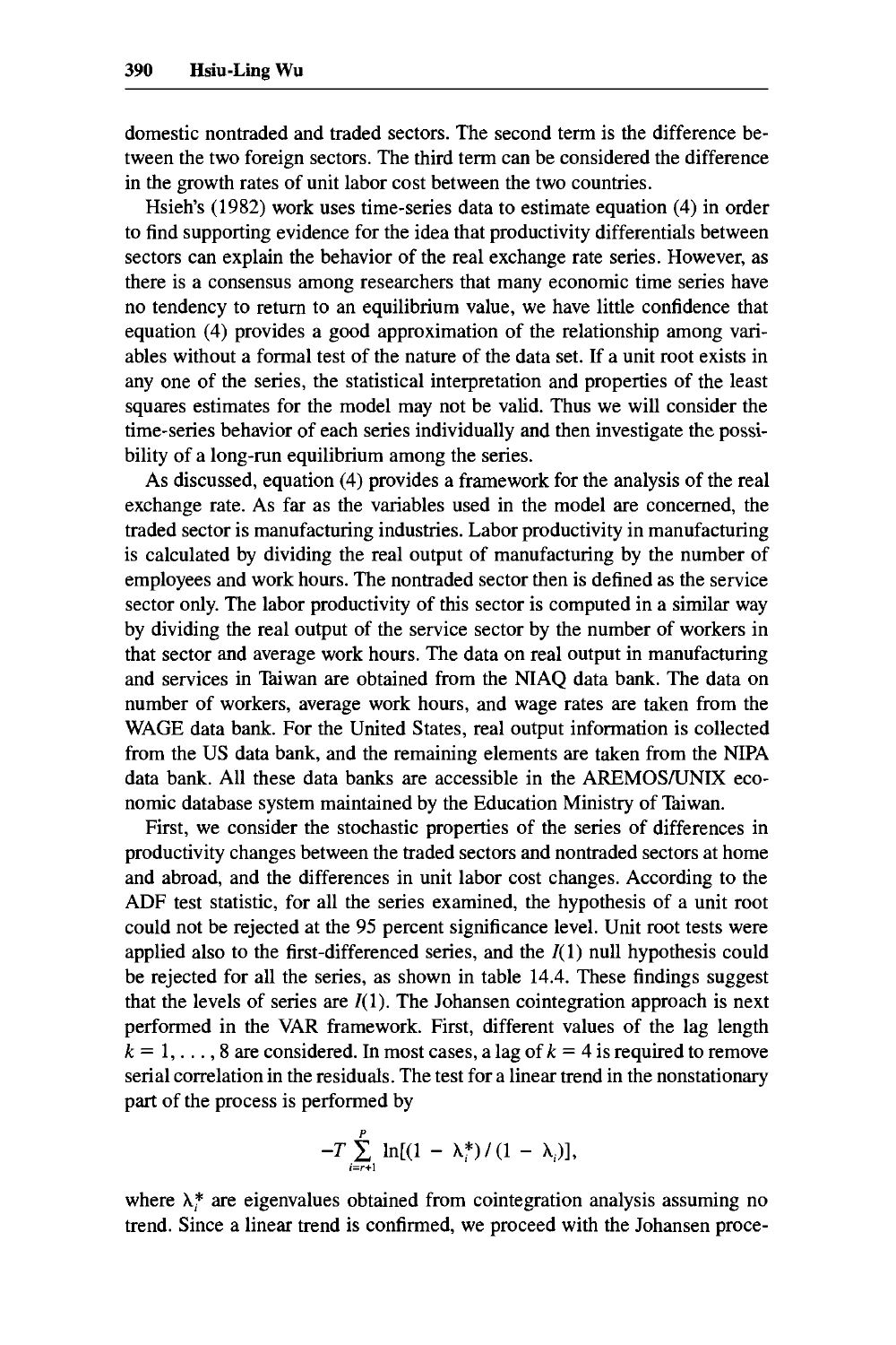domestic nontraded and traded sectors. The second term is the difference between the two foreign sectors. The third term can be considered the difference in the growth rates of unit labor cost between the two countries.

Hsieh's (1982) work uses time-series data to estimate equation (4) in order to find supporting evidence for the idea that productivity differentials between sectors can explain the behavior of the real exchange rate series. However, as there is a consensus among researchers that many economic time series have no tendency to return to an equilibrium value, we have little confidence that equation (4) provides a good approximation of the relationship among variables without a formal test of the nature of the data set. If a unit root exists in any one of the series, the statistical interpretation and properties of the least squares estimates for the model may not be valid. Thus we will consider the time-series behavior of each series individually and then investigate the possibility of a long-run equilibrium among the series.

As discussed, equation (4) provides a framework for the analysis of the real exchange rate. As far as the variables used in the model are concerned, the traded sector is manufacturing industries. Labor productivity in manufacturing is calculated by dividing the real output of manufacturing by the number of employees and work hours. The nontraded sector then is defined as the service sector only. The labor productivity of this sector is computed in a similar way by dividing the real output of the service sector by the number of workers in that sector and average work hours. The data on real output in manufacturing and services in Taiwan are obtained from the NIAQ data bank. The data on number of workers, average work hours, and wage rates are taken from the WAGE data bank. For the United States, real output information is collected from the US data bank, and the remaining elements are taken from the NIPA data bank. All these data banks are accessible in the AREMOS/UNIX economic database system maintained by the Education Ministry of Taiwan.

First, we consider the stochastic properties of the series of differences in productivity changes between the traded sectors and nontraded sectors at home and abroad, and the differences in unit labor cost changes. According to the ADF test statistic, for all the series examined, the hypothesis of a unit root could not be rejected at the 95 percent significance level. Unit root tests were applied also to the first-differenced series, and the $I(1)$ null hypothesis could be rejected for all the series, as shown in table 14.4. These findings suggest that the levels of series are $I(1)$. The Johansen cointegration approach is next performed in the VAR framework. First, different values of the lag length $k = 1, \ldots, 8$ are considered. In most cases, a lag of $k = 4$ is required to remove serial correlation in the residuals. The test for a linear trend in the nonstationary part of the process is performed by

$$-T \sum_{i=r+1}^{p} \ln[(1 - \lambda_i^*) / (1 - \lambda_i)],$$

where $\lambda_i^*$ are eigenvalues obtained from cointegration analysis assuming no trend. Since a linear trend is confirmed, we proceed with the Johansen proce-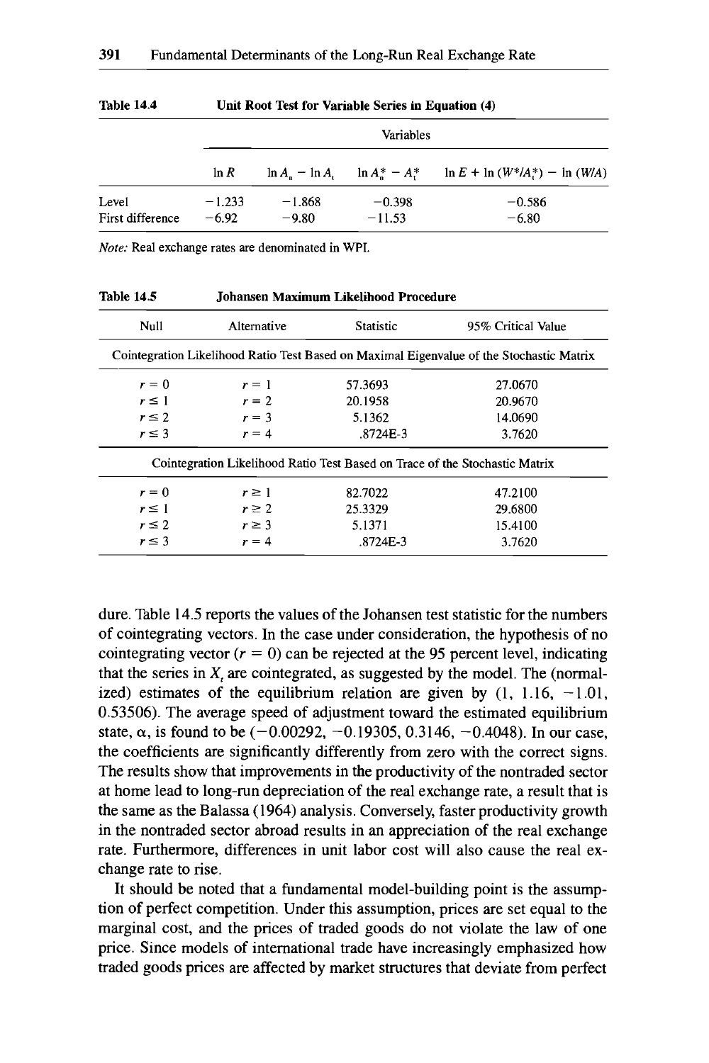**Table 14.4** Unit Root Test for Variable Series in Equation (4)

| | Variables | | | |
|---|---|---|---|---|
| | $\ln R$ | $\ln A_n - \ln A_t$ | $\ln A_n^* - A_t^*$ | $\ln E + \ln (W^*/A_t^*) - \ln (W/A)$ |
| Level | −1.233 | −1.868 | −0.398 | −0.586 |
| First difference | −6.92 | −9.80 | −11.53 | −6.80 |

*Note:* Real exchange rates are denominated in WPI.

**Table 14.5** Johansen Maximum Likelihood Procedure

| Null | Alternative | Statistic | 95% Critical Value |
|---|---|---|---|
| **Cointegration Likelihood Ratio Test Based on Maximal Eigenvalue of the Stochastic Matrix** | | | |
| $r = 0$ | $r = 1$ | 57.3693 | 27.0670 |
| $r \leq 1$ | $r = 2$ | 20.1958 | 20.9670 |
| $r \leq 2$ | $r = 3$ | 5.1362 | 14.0690 |
| $r \leq 3$ | $r = 4$ | .8724E-3 | 3.7620 |
| **Cointegration Likelihood Ratio Test Based on Trace of the Stochastic Matrix** | | | |
| $r = 0$ | $r \geq 1$ | 82.7022 | 47.2100 |
| $r \leq 1$ | $r \geq 2$ | 25.3329 | 29.6800 |
| $r \leq 2$ | $r \geq 3$ | 5.1371 | 15.4100 |
| $r \leq 3$ | $r = 4$ | .8724E-3 | 3.7620 |

dure. Table 14.5 reports the values of the Johansen test statistic for the numbers of cointegrating vectors. In the case under consideration, the hypothesis of no cointegrating vector ($r = 0$) can be rejected at the 95 percent level, indicating that the series in $X_t$ are cointegrated, as suggested by the model. The (normalized) estimates of the equilibrium relation are given by (1, 1.16, −1.01, 0.53506). The average speed of adjustment toward the estimated equilibrium state, $\alpha$, is found to be (−0.00292, −0.19305, 0.3146, −0.4048). In our case, the coefficients are significantly differently from zero with the correct signs. The results show that improvements in the productivity of the nontraded sector at home lead to long-run depreciation of the real exchange rate, a result that is the same as the Balassa (1964) analysis. Conversely, faster productivity growth in the nontraded sector abroad results in an appreciation of the real exchange rate. Furthermore, differences in unit labor cost will also cause the real exchange rate to rise.

It should be noted that a fundamental model-building point is the assumption of perfect competition. Under this assumption, prices are set equal to the marginal cost, and the prices of traded goods do not violate the law of one price. Since models of international trade have increasingly emphasized how traded goods prices are affected by market structures that deviate from perfect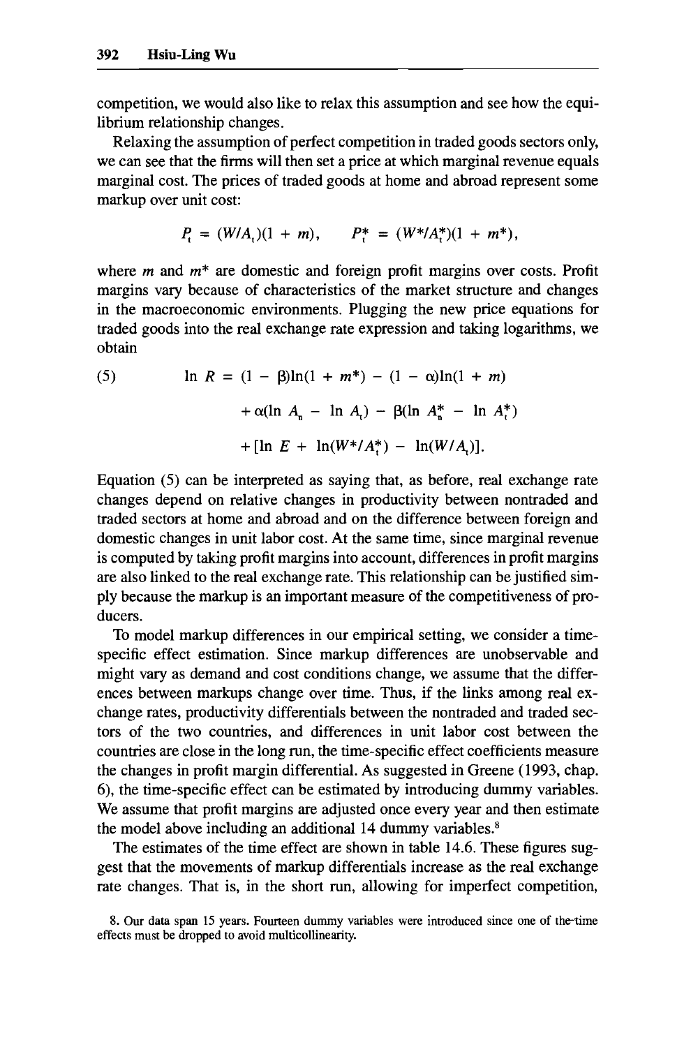competition, we would also like to relax this assumption and see how the equilibrium relationship changes.

Relaxing the assumption of perfect competition in traded goods sectors only, we can see that the firms will then set a price at which marginal revenue equals marginal cost. The prices of traded goods at home and abroad represent some markup over unit cost:

$$P_t = (W/A_t)(1 + m), \qquad P_t^* = (W^*/A_t^*)(1 + m^*),$$

where $m$ and $m^*$ are domestic and foreign profit margins over costs. Profit margins vary because of characteristics of the market structure and changes in the macroeconomic environments. Plugging the new price equations for traded goods into the real exchange rate expression and taking logarithms, we obtain

$$\begin{aligned}(5) \qquad \ln R = {} & (1 - \beta)\ln(1 + m^*) - (1 - \alpha)\ln(1 + m) \\ & + \alpha(\ln A_n - \ln A_t) - \beta(\ln A_n^* - \ln A_t^*) \\ & + [\ln E + \ln(W^*/A_t^*) - \ln(W/A_t)].\end{aligned}$$

Equation (5) can be interpreted as saying that, as before, real exchange rate changes depend on relative changes in productivity between nontraded and traded sectors at home and abroad and on the difference between foreign and domestic changes in unit labor cost. At the same time, since marginal revenue is computed by taking profit margins into account, differences in profit margins are also linked to the real exchange rate. This relationship can be justified simply because the markup is an important measure of the competitiveness of producers.

To model markup differences in our empirical setting, we consider a time-specific effect estimation. Since markup differences are unobservable and might vary as demand and cost conditions change, we assume that the differences between markups change over time. Thus, if the links among real exchange rates, productivity differentials between the nontraded and traded sectors of the two countries, and differences in unit labor cost between the countries are close in the long run, the time-specific effect coefficients measure the changes in profit margin differential. As suggested in Greene (1993, chap. 6), the time-specific effect can be estimated by introducing dummy variables. We assume that profit margins are adjusted once every year and then estimate the model above including an additional 14 dummy variables.[8]

The estimates of the time effect are shown in table 14.6. These figures suggest that the movements of markup differentials increase as the real exchange rate changes. That is, in the short run, allowing for imperfect competition,

8. Our data span 15 years. Fourteen dummy variables were introduced since one of the time effects must be dropped to avoid multicollinearity.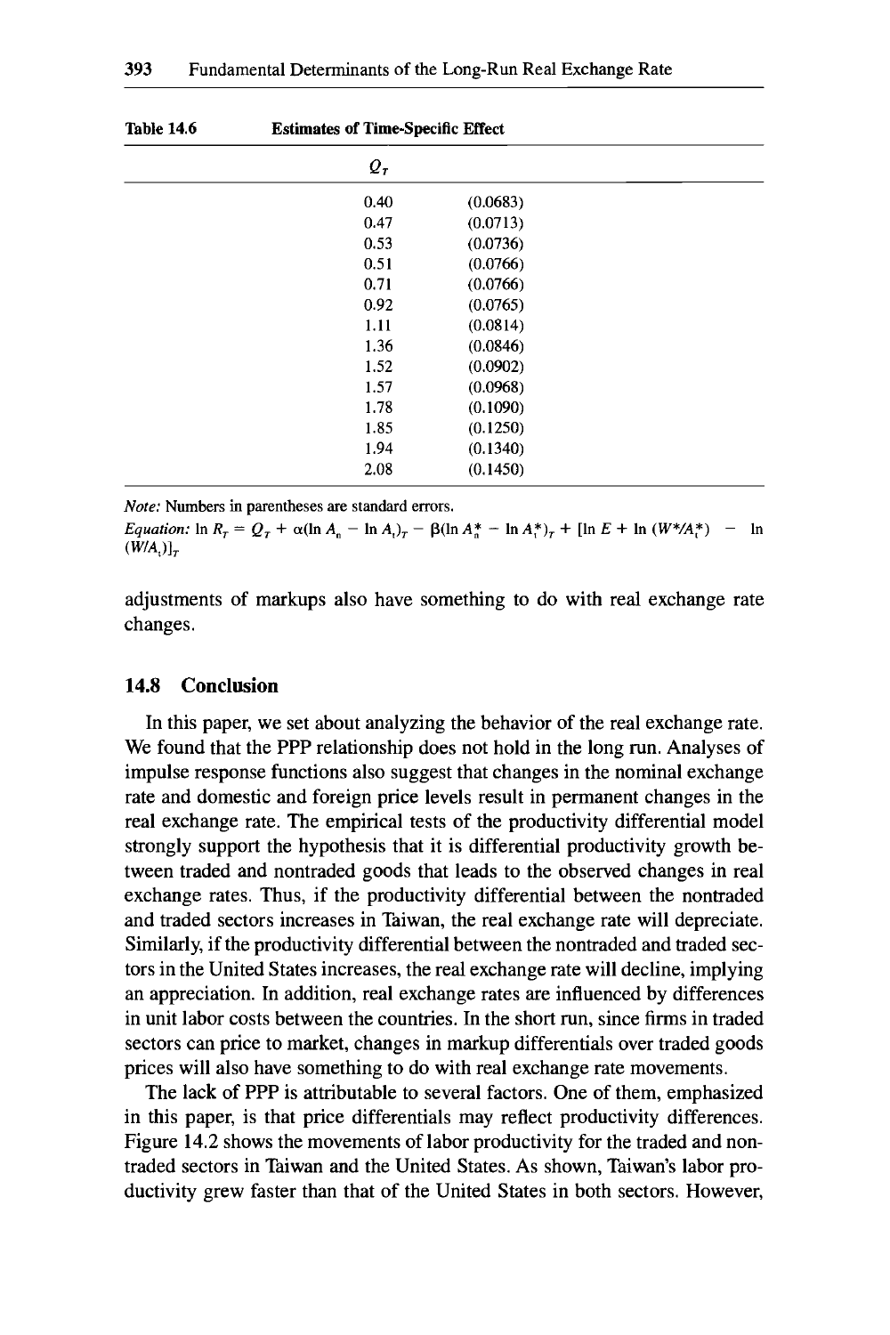Table 14.6 Estimates of Time-Specific Effect

| $Q_T$ | |
|---|---|
| 0.40 | (0.0683) |
| 0.47 | (0.0713) |
| 0.53 | (0.0736) |
| 0.51 | (0.0766) |
| 0.71 | (0.0766) |
| 0.92 | (0.0765) |
| 1.11 | (0.0814) |
| 1.36 | (0.0846) |
| 1.52 | (0.0902) |
| 1.57 | (0.0968) |
| 1.78 | (0.1090) |
| 1.85 | (0.1250) |
| 1.94 | (0.1340) |
| 2.08 | (0.1450) |

*Note:* Numbers in parentheses are standard errors.

*Equation:* $\ln R_T = Q_T + \alpha(\ln A_n - \ln A_t)_T - \beta(\ln A_n^* - \ln A_t^*)_T + [\ln E + \ln (W^*/A_t^*) - \ln (W/A_t)]_T$

adjustments of markups also have something to do with real exchange rate changes.

## 14.8 Conclusion

In this paper, we set about analyzing the behavior of the real exchange rate. We found that the PPP relationship does not hold in the long run. Analyses of impulse response functions also suggest that changes in the nominal exchange rate and domestic and foreign price levels result in permanent changes in the real exchange rate. The empirical tests of the productivity differential model strongly support the hypothesis that it is differential productivity growth between traded and nontraded goods that leads to the observed changes in real exchange rates. Thus, if the productivity differential between the nontraded and traded sectors increases in Taiwan, the real exchange rate will depreciate. Similarly, if the productivity differential between the nontraded and traded sectors in the United States increases, the real exchange rate will decline, implying an appreciation. In addition, real exchange rates are influenced by differences in unit labor costs between the countries. In the short run, since firms in traded sectors can price to market, changes in markup differentials over traded goods prices will also have something to do with real exchange rate movements.

The lack of PPP is attributable to several factors. One of them, emphasized in this paper, is that price differentials may reflect productivity differences. Figure 14.2 shows the movements of labor productivity for the traded and nontraded sectors in Taiwan and the United States. As shown, Taiwan's labor productivity grew faster than that of the United States in both sectors. However,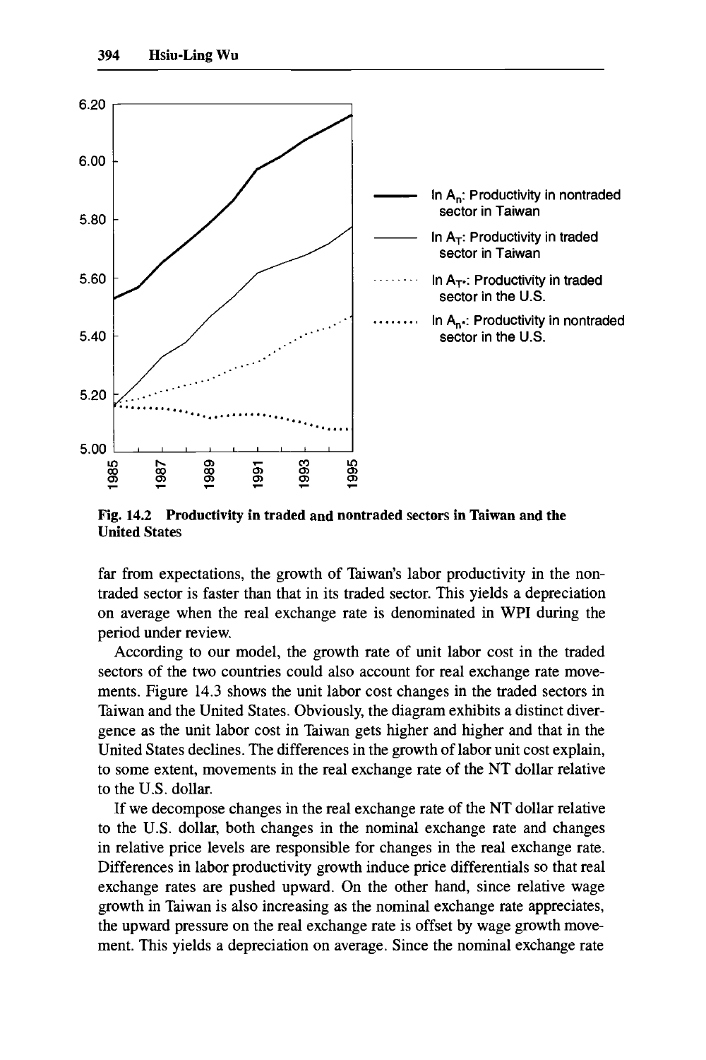Fig. 14.2 **Productivity in traded and nontraded sectors in Taiwan and the United States**

far from expectations, the growth of Taiwan's labor productivity in the nontraded sector is faster than that in its traded sector. This yields a depreciation on average when the real exchange rate is denominated in WPI during the period under review.

According to our model, the growth rate of unit labor cost in the traded sectors of the two countries could also account for real exchange rate movements. Figure 14.3 shows the unit labor cost changes in the traded sectors in Taiwan and the United States. Obviously, the diagram exhibits a distinct divergence as the unit labor cost in Taiwan gets higher and higher and that in the United States declines. The differences in the growth of labor unit cost explain, to some extent, movements in the real exchange rate of the NT dollar relative to the U.S. dollar.

If we decompose changes in the real exchange rate of the NT dollar relative to the U.S. dollar, both changes in the nominal exchange rate and changes in relative price levels are responsible for changes in the real exchange rate. Differences in labor productivity growth induce price differentials so that real exchange rates are pushed upward. On the other hand, since relative wage growth in Taiwan is also increasing as the nominal exchange rate appreciates, the upward pressure on the real exchange rate is offset by wage growth movement. This yields a depreciation on average. Since the nominal exchange rate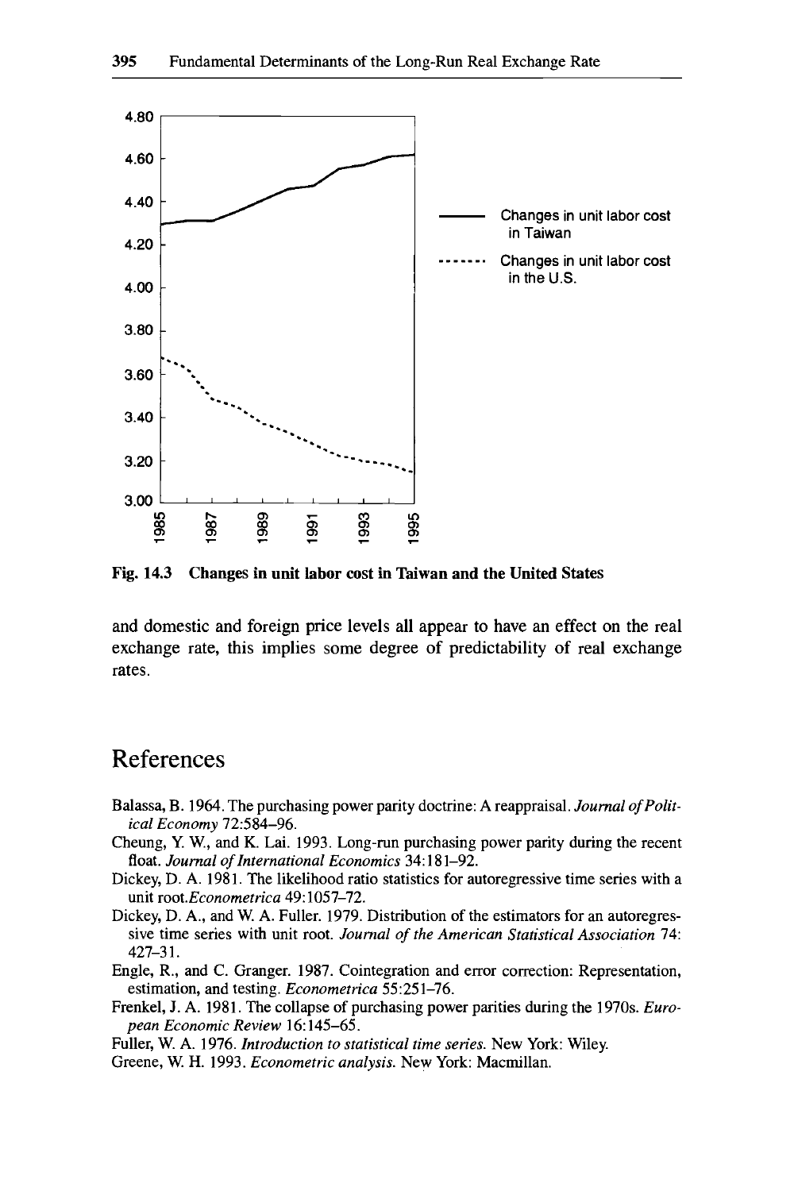Fig. 14.3 Changes in unit labor cost in Taiwan and the United States

and domestic and foreign price levels all appear to have an effect on the real exchange rate, this implies some degree of predictability of real exchange rates.

# References

Balassa, B. 1964. The purchasing power parity doctrine: A reappraisal. *Journal of Political Economy* 72:584–96.

Cheung, Y. W., and K. Lai. 1993. Long-run purchasing power parity during the recent float. *Journal of International Economics* 34:181–92.

Dickey, D. A. 1981. The likelihood ratio statistics for autoregressive time series with a unit root.*Econometrica* 49:1057–72.

Dickey, D. A., and W. A. Fuller. 1979. Distribution of the estimators for an autoregressive time series with unit root. *Journal of the American Statistical Association* 74: 427–31.

Engle, R., and C. Granger. 1987. Cointegration and error correction: Representation, estimation, and testing. *Econometrica* 55:251–76.

Frenkel, J. A. 1981. The collapse of purchasing power parities during the 1970s. *European Economic Review* 16:145–65.

Fuller, W. A. 1976. *Introduction to statistical time series.* New York: Wiley.

Greene, W. H. 1993. *Econometric analysis.* New York: Macmillan.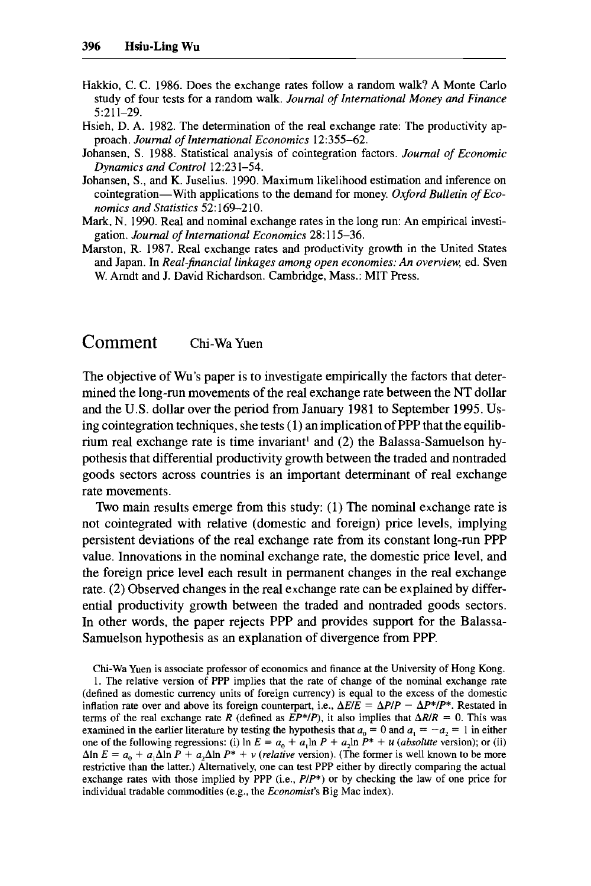Hakkio, C. C. 1986. Does the exchange rates follow a random walk? A Monte Carlo study of four tests for a random walk. *Journal of International Money and Finance* 5:211–29.

Hsieh, D. A. 1982. The determination of the real exchange rate: The productivity approach. *Journal of International Economics* 12:355–62.

Johansen, S. 1988. Statistical analysis of cointegration factors. *Journal of Economic Dynamics and Control* 12:231–54.

Johansen, S., and K. Juselius. 1990. Maximum likelihood estimation and inference on cointegration—With applications to the demand for money. *Oxford Bulletin of Economics and Statistics* 52:169–210.

Mark, N. 1990. Real and nominal exchange rates in the long run: An empirical investigation. *Journal of International Economics* 28:115–36.

Marston, R. 1987. Real exchange rates and productivity growth in the United States and Japan. In *Real-financial linkages among open economies: An overview*, ed. Sven W. Arndt and J. David Richardson. Cambridge, Mass.: MIT Press.

# Comment Chi-Wa Yuen

The objective of Wu's paper is to investigate empirically the factors that determined the long-run movements of the real exchange rate between the NT dollar and the U.S. dollar over the period from January 1981 to September 1995. Using cointegration techniques, she tests (1) an implication of PPP that the equilibrium real exchange rate is time invariant[1] and (2) the Balassa-Samuelson hypothesis that differential productivity growth between the traded and nontraded goods sectors across countries is an important determinant of real exchange rate movements.

Two main results emerge from this study: (1) The nominal exchange rate is not cointegrated with relative (domestic and foreign) price levels, implying persistent deviations of the real exchange rate from its constant long-run PPP value. Innovations in the nominal exchange rate, the domestic price level, and the foreign price level each result in permanent changes in the real exchange rate. (2) Observed changes in the real exchange rate can be explained by differential productivity growth between the traded and nontraded goods sectors. In other words, the paper rejects PPP and provides support for the Balassa-Samuelson hypothesis as an explanation of divergence from PPP.

Chi-Wa Yuen is associate professor of economics and finance at the University of Hong Kong.

1. The relative version of PPP implies that the rate of change of the nominal exchange rate (defined as domestic currency units of foreign currency) is equal to the excess of the domestic inflation rate over and above its foreign counterpart, i.e., $\Delta E/E = \Delta P/P - \Delta P^*/P^*$. Restated in terms of the real exchange rate $R$ (defined as $EP^*/P$), it also implies that $\Delta R/R = 0$. This was examined in the earlier literature by testing the hypothesis that $a_0 = 0$ and $a_1 = -a_2 = 1$ in either one of the following regressions: (i) $\ln E = a_0 + a_1 \ln P + a_2 \ln P^* + u$ (*absolute* version); or (ii) $\Delta \ln E = a_0 + a_1 \Delta \ln P + a_2 \Delta \ln P^* + v$ (*relative* version). (The former is well known to be more restrictive than the latter.) Alternatively, one can test PPP either by directly comparing the actual exchange rates with those implied by PPP (i.e., $P/P^*$) or by checking the law of one price for individual tradable commodities (e.g., the *Economist*'s Big Mac index).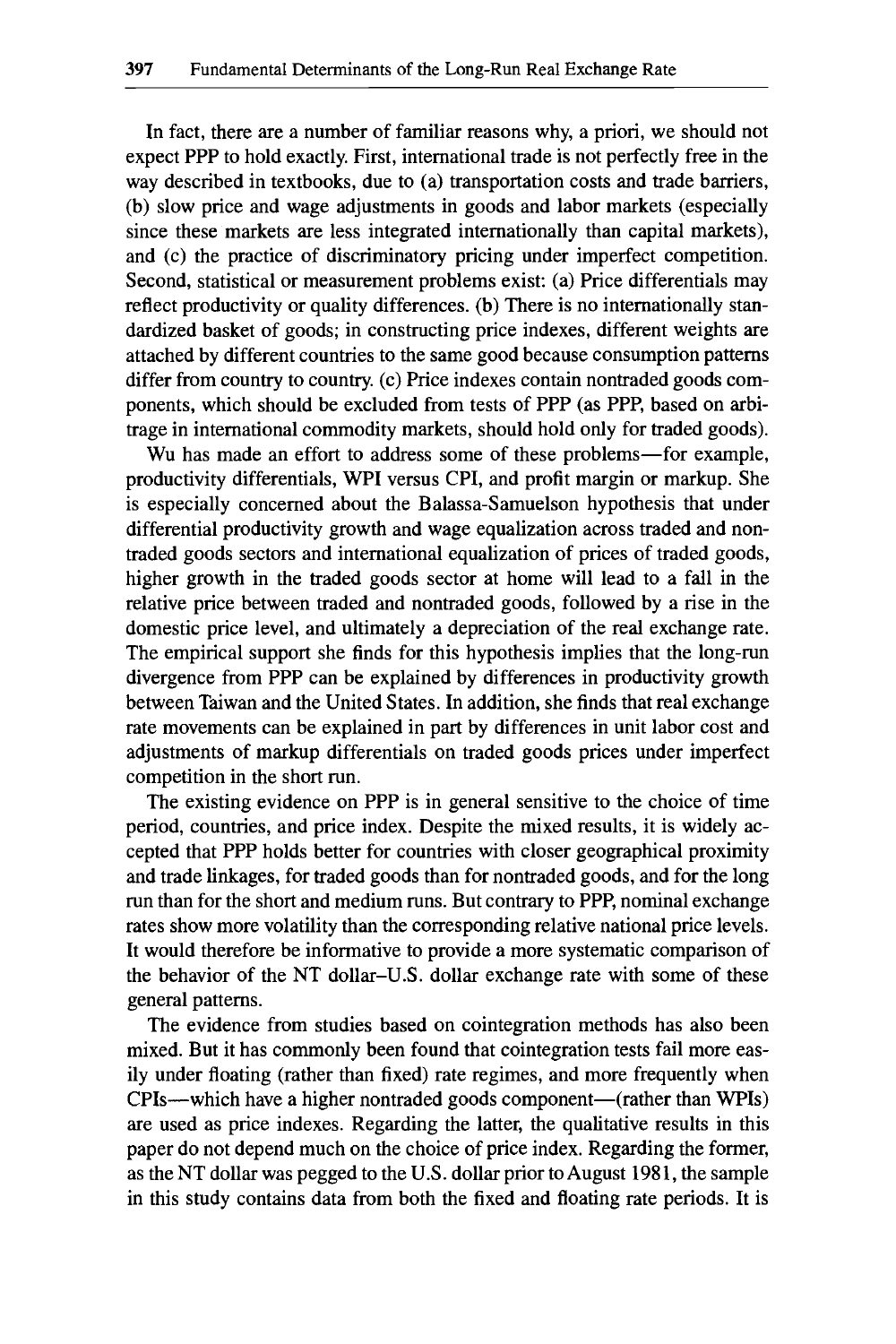In fact, there are a number of familiar reasons why, a priori, we should not expect PPP to hold exactly. First, international trade is not perfectly free in the way described in textbooks, due to (a) transportation costs and trade barriers, (b) slow price and wage adjustments in goods and labor markets (especially since these markets are less integrated internationally than capital markets), and (c) the practice of discriminatory pricing under imperfect competition. Second, statistical or measurement problems exist: (a) Price differentials may reflect productivity or quality differences. (b) There is no internationally standardized basket of goods; in constructing price indexes, different weights are attached by different countries to the same good because consumption patterns differ from country to country. (c) Price indexes contain nontraded goods components, which should be excluded from tests of PPP (as PPP, based on arbitrage in international commodity markets, should hold only for traded goods).

Wu has made an effort to address some of these problems—for example, productivity differentials, WPI versus CPI, and profit margin or markup. She is especially concerned about the Balassa-Samuelson hypothesis that under differential productivity growth and wage equalization across traded and nontraded goods sectors and international equalization of prices of traded goods, higher growth in the traded goods sector at home will lead to a fall in the relative price between traded and nontraded goods, followed by a rise in the domestic price level, and ultimately a depreciation of the real exchange rate. The empirical support she finds for this hypothesis implies that the long-run divergence from PPP can be explained by differences in productivity growth between Taiwan and the United States. In addition, she finds that real exchange rate movements can be explained in part by differences in unit labor cost and adjustments of markup differentials on traded goods prices under imperfect competition in the short run.

The existing evidence on PPP is in general sensitive to the choice of time period, countries, and price index. Despite the mixed results, it is widely accepted that PPP holds better for countries with closer geographical proximity and trade linkages, for traded goods than for nontraded goods, and for the long run than for the short and medium runs. But contrary to PPP, nominal exchange rates show more volatility than the corresponding relative national price levels. It would therefore be informative to provide a more systematic comparison of the behavior of the NT dollar–U.S. dollar exchange rate with some of these general patterns.

The evidence from studies based on cointegration methods has also been mixed. But it has commonly been found that cointegration tests fail more easily under floating (rather than fixed) rate regimes, and more frequently when CPIs—which have a higher nontraded goods component—(rather than WPIs) are used as price indexes. Regarding the latter, the qualitative results in this paper do not depend much on the choice of price index. Regarding the former, as the NT dollar was pegged to the U.S. dollar prior to August 1981, the sample in this study contains data from both the fixed and floating rate periods. It is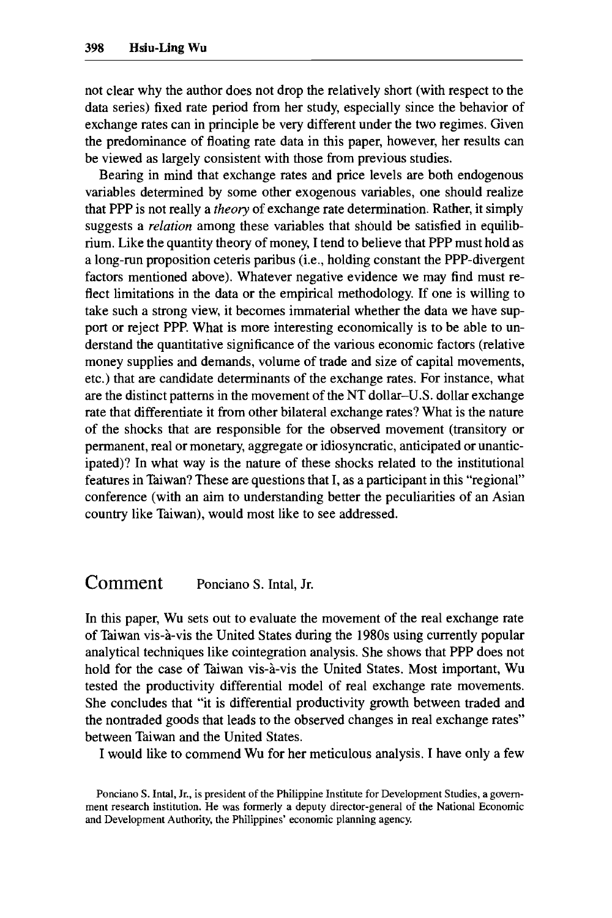not clear why the author does not drop the relatively short (with respect to the data series) fixed rate period from her study, especially since the behavior of exchange rates can in principle be very different under the two regimes. Given the predominance of floating rate data in this paper, however, her results can be viewed as largely consistent with those from previous studies.

Bearing in mind that exchange rates and price levels are both endogenous variables determined by some other exogenous variables, one should realize that PPP is not really a *theory* of exchange rate determination. Rather, it simply suggests a *relation* among these variables that should be satisfied in equilibrium. Like the quantity theory of money, I tend to believe that PPP must hold as a long-run proposition ceteris paribus (i.e., holding constant the PPP-divergent factors mentioned above). Whatever negative evidence we may find must reflect limitations in the data or the empirical methodology. If one is willing to take such a strong view, it becomes immaterial whether the data we have support or reject PPP. What is more interesting economically is to be able to understand the quantitative significance of the various economic factors (relative money supplies and demands, volume of trade and size of capital movements, etc.) that are candidate determinants of the exchange rates. For instance, what are the distinct patterns in the movement of the NT dollar–U.S. dollar exchange rate that differentiate it from other bilateral exchange rates? What is the nature of the shocks that are responsible for the observed movement (transitory or permanent, real or monetary, aggregate or idiosyncratic, anticipated or unanticipated)? In what way is the nature of these shocks related to the institutional features in Taiwan? These are questions that I, as a participant in this "regional" conference (with an aim to understanding better the peculiarities of an Asian country like Taiwan), would most like to see addressed.

## Comment Ponciano S. Intal, Jr.

In this paper, Wu sets out to evaluate the movement of the real exchange rate of Taiwan vis-à-vis the United States during the 1980s using currently popular analytical techniques like cointegration analysis. She shows that PPP does not hold for the case of Taiwan vis-à-vis the United States. Most important, Wu tested the productivity differential model of real exchange rate movements. She concludes that "it is differential productivity growth between traded and the nontraded goods that leads to the observed changes in real exchange rates" between Taiwan and the United States.

I would like to commend Wu for her meticulous analysis. I have only a few

Ponciano S. Intal, Jr., is president of the Philippine Institute for Development Studies, a government research institution. He was formerly a deputy director-general of the National Economic and Development Authority, the Philippines' economic planning agency.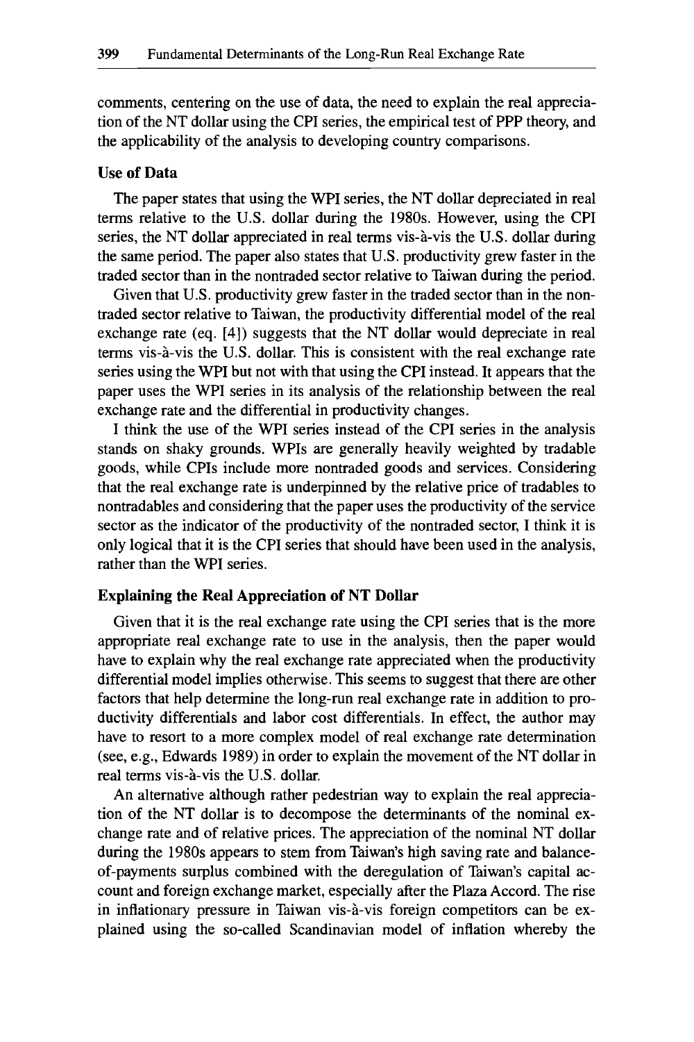comments, centering on the use of data, the need to explain the real appreciation of the NT dollar using the CPI series, the empirical test of PPP theory, and the applicability of the analysis to developing country comparisons.

### Use of Data

The paper states that using the WPI series, the NT dollar depreciated in real terms relative to the U.S. dollar during the 1980s. However, using the CPI series, the NT dollar appreciated in real terms vis-à-vis the U.S. dollar during the same period. The paper also states that U.S. productivity grew faster in the traded sector than in the nontraded sector relative to Taiwan during the period.

Given that U.S. productivity grew faster in the traded sector than in the nontraded sector relative to Taiwan, the productivity differential model of the real exchange rate (eq. [4]) suggests that the NT dollar would depreciate in real terms vis-à-vis the U.S. dollar. This is consistent with the real exchange rate series using the WPI but not with that using the CPI instead. It appears that the paper uses the WPI series in its analysis of the relationship between the real exchange rate and the differential in productivity changes.

I think the use of the WPI series instead of the CPI series in the analysis stands on shaky grounds. WPIs are generally heavily weighted by tradable goods, while CPIs include more nontraded goods and services. Considering that the real exchange rate is underpinned by the relative price of tradables to nontradables and considering that the paper uses the productivity of the service sector as the indicator of the productivity of the nontraded sector, I think it is only logical that it is the CPI series that should have been used in the analysis, rather than the WPI series.

### Explaining the Real Appreciation of NT Dollar

Given that it is the real exchange rate using the CPI series that is the more appropriate real exchange rate to use in the analysis, then the paper would have to explain why the real exchange rate appreciated when the productivity differential model implies otherwise. This seems to suggest that there are other factors that help determine the long-run real exchange rate in addition to productivity differentials and labor cost differentials. In effect, the author may have to resort to a more complex model of real exchange rate determination (see, e.g., Edwards 1989) in order to explain the movement of the NT dollar in real terms vis-à-vis the U.S. dollar.

An alternative although rather pedestrian way to explain the real appreciation of the NT dollar is to decompose the determinants of the nominal exchange rate and of relative prices. The appreciation of the nominal NT dollar during the 1980s appears to stem from Taiwan's high saving rate and balance-of-payments surplus combined with the deregulation of Taiwan's capital account and foreign exchange market, especially after the Plaza Accord. The rise in inflationary pressure in Taiwan vis-à-vis foreign competitors can be explained using the so-called Scandinavian model of inflation whereby the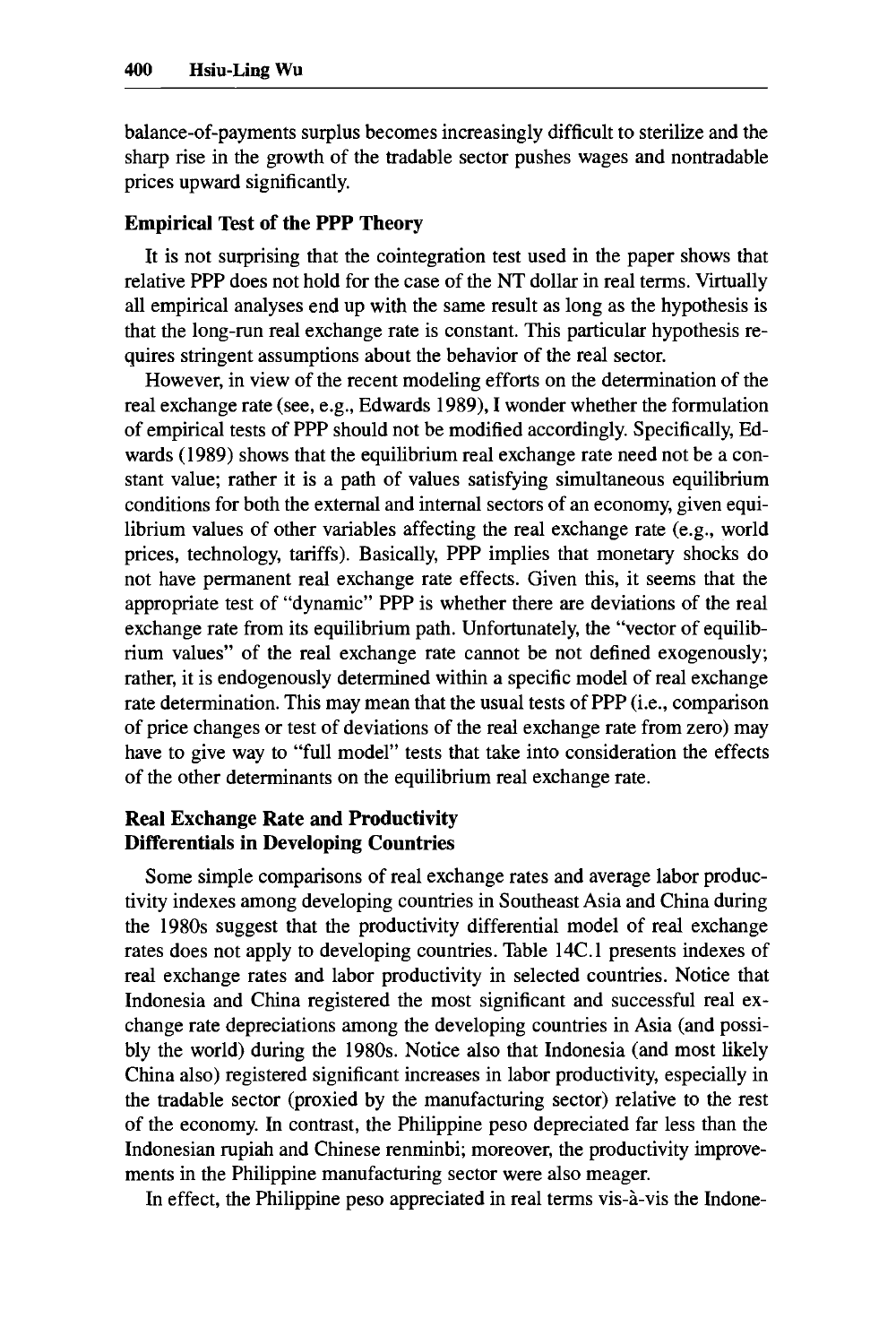balance-of-payments surplus becomes increasingly difficult to sterilize and the sharp rise in the growth of the tradable sector pushes wages and nontradable prices upward significantly.

### Empirical Test of the PPP Theory

It is not surprising that the cointegration test used in the paper shows that relative PPP does not hold for the case of the NT dollar in real terms. Virtually all empirical analyses end up with the same result as long as the hypothesis is that the long-run real exchange rate is constant. This particular hypothesis requires stringent assumptions about the behavior of the real sector.

However, in view of the recent modeling efforts on the determination of the real exchange rate (see, e.g., Edwards 1989), I wonder whether the formulation of empirical tests of PPP should not be modified accordingly. Specifically, Edwards (1989) shows that the equilibrium real exchange rate need not be a constant value; rather it is a path of values satisfying simultaneous equilibrium conditions for both the external and internal sectors of an economy, given equilibrium values of other variables affecting the real exchange rate (e.g., world prices, technology, tariffs). Basically, PPP implies that monetary shocks do not have permanent real exchange rate effects. Given this, it seems that the appropriate test of "dynamic" PPP is whether there are deviations of the real exchange rate from its equilibrium path. Unfortunately, the "vector of equilibrium values" of the real exchange rate cannot be not defined exogenously; rather, it is endogenously determined within a specific model of real exchange rate determination. This may mean that the usual tests of PPP (i.e., comparison of price changes or test of deviations of the real exchange rate from zero) may have to give way to "full model" tests that take into consideration the effects of the other determinants on the equilibrium real exchange rate.

### Real Exchange Rate and Productivity Differentials in Developing Countries

Some simple comparisons of real exchange rates and average labor productivity indexes among developing countries in Southeast Asia and China during the 1980s suggest that the productivity differential model of real exchange rates does not apply to developing countries. Table 14C.1 presents indexes of real exchange rates and labor productivity in selected countries. Notice that Indonesia and China registered the most significant and successful real exchange rate depreciations among the developing countries in Asia (and possibly the world) during the 1980s. Notice also that Indonesia (and most likely China also) registered significant increases in labor productivity, especially in the tradable sector (proxied by the manufacturing sector) relative to the rest of the economy. In contrast, the Philippine peso depreciated far less than the Indonesian rupiah and Chinese renminbi; moreover, the productivity improvements in the Philippine manufacturing sector were also meager.

In effect, the Philippine peso appreciated in real terms vis-à-vis the Indone-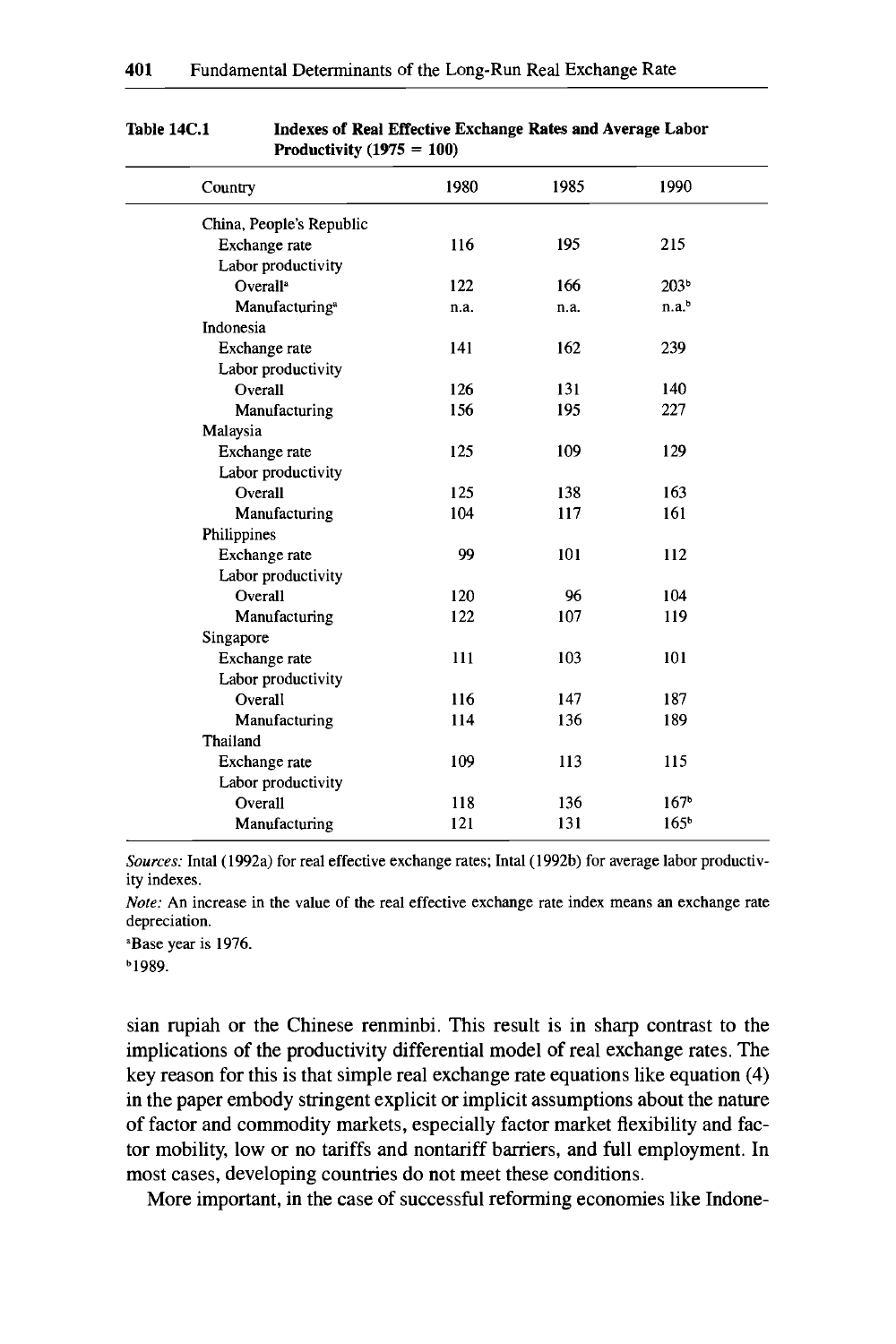**Table 14C.1 Indexes of Real Effective Exchange Rates and Average Labor Productivity (1975 = 100)**

| Country | 1980 | 1985 | 1990 |
|---|---|---|---|
| China, People's Republic | | | |
| Exchange rate | 116 | 195 | 215 |
| Labor productivity | | | |
| Overall[a] | 122 | 166 | 203[b] |
| Manufacturing[a] | n.a. | n.a. | n.a.[b] |
| Indonesia | | | |
| Exchange rate | 141 | 162 | 239 |
| Labor productivity | | | |
| Overall | 126 | 131 | 140 |
| Manufacturing | 156 | 195 | 227 |
| Malaysia | | | |
| Exchange rate | 125 | 109 | 129 |
| Labor productivity | | | |
| Overall | 125 | 138 | 163 |
| Manufacturing | 104 | 117 | 161 |
| Philippines | | | |
| Exchange rate | 99 | 101 | 112 |
| Labor productivity | | | |
| Overall | 120 | 96 | 104 |
| Manufacturing | 122 | 107 | 119 |
| Singapore | | | |
| Exchange rate | 111 | 103 | 101 |
| Labor productivity | | | |
| Overall | 116 | 147 | 187 |
| Manufacturing | 114 | 136 | 189 |
| Thailand | | | |
| Exchange rate | 109 | 113 | 115 |
| Labor productivity | | | |
| Overall | 118 | 136 | 167[b] |
| Manufacturing | 121 | 131 | 165[b] |

*Sources:* Intal (1992a) for real effective exchange rates; Intal (1992b) for average labor productivity indexes.

*Note:* An increase in the value of the real effective exchange rate index means an exchange rate depreciation.

[a]Base year is 1976.

[b]1989.

sian rupiah or the Chinese renminbi. This result is in sharp contrast to the implications of the productivity differential model of real exchange rates. The key reason for this is that simple real exchange rate equations like equation (4) in the paper embody stringent explicit or implicit assumptions about the nature of factor and commodity markets, especially factor market flexibility and factor mobility, low or no tariffs and nontariff barriers, and full employment. In most cases, developing countries do not meet these conditions.

More important, in the case of successful reforming economies like Indone-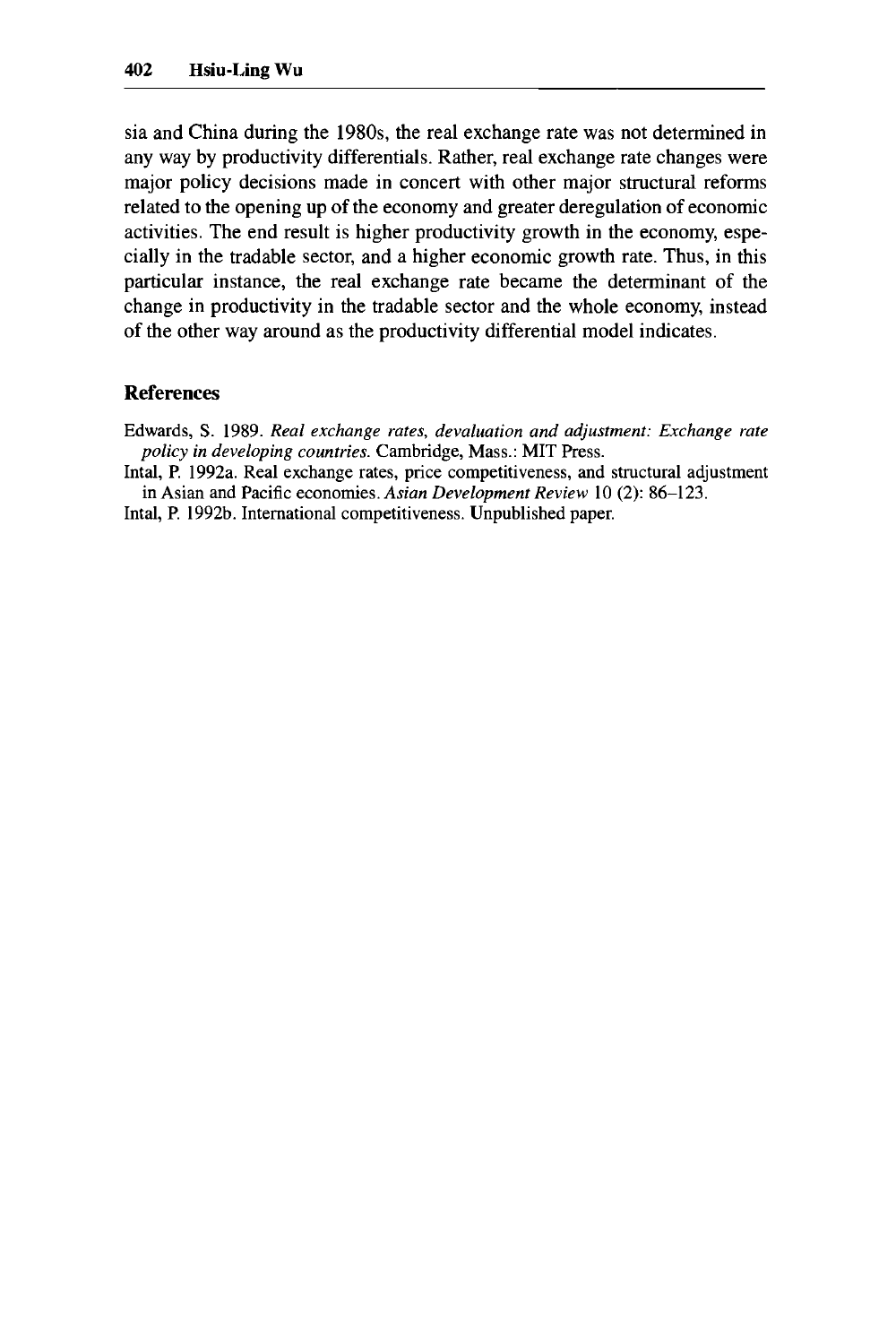sia and China during the 1980s, the real exchange rate was not determined in any way by productivity differentials. Rather, real exchange rate changes were major policy decisions made in concert with other major structural reforms related to the opening up of the economy and greater deregulation of economic activities. The end result is higher productivity growth in the economy, especially in the tradable sector, and a higher economic growth rate. Thus, in this particular instance, the real exchange rate became the determinant of the change in productivity in the tradable sector and the whole economy, instead of the other way around as the productivity differential model indicates.

## References

Edwards, S. 1989. *Real exchange rates, devaluation and adjustment: Exchange rate policy in developing countries.* Cambridge, Mass.: MIT Press.

Intal, P. 1992a. Real exchange rates, price competitiveness, and structural adjustment in Asian and Pacific economies. *Asian Development Review* 10 (2): 86–123.

Intal, P. 1992b. International competitiveness. Unpublished paper.